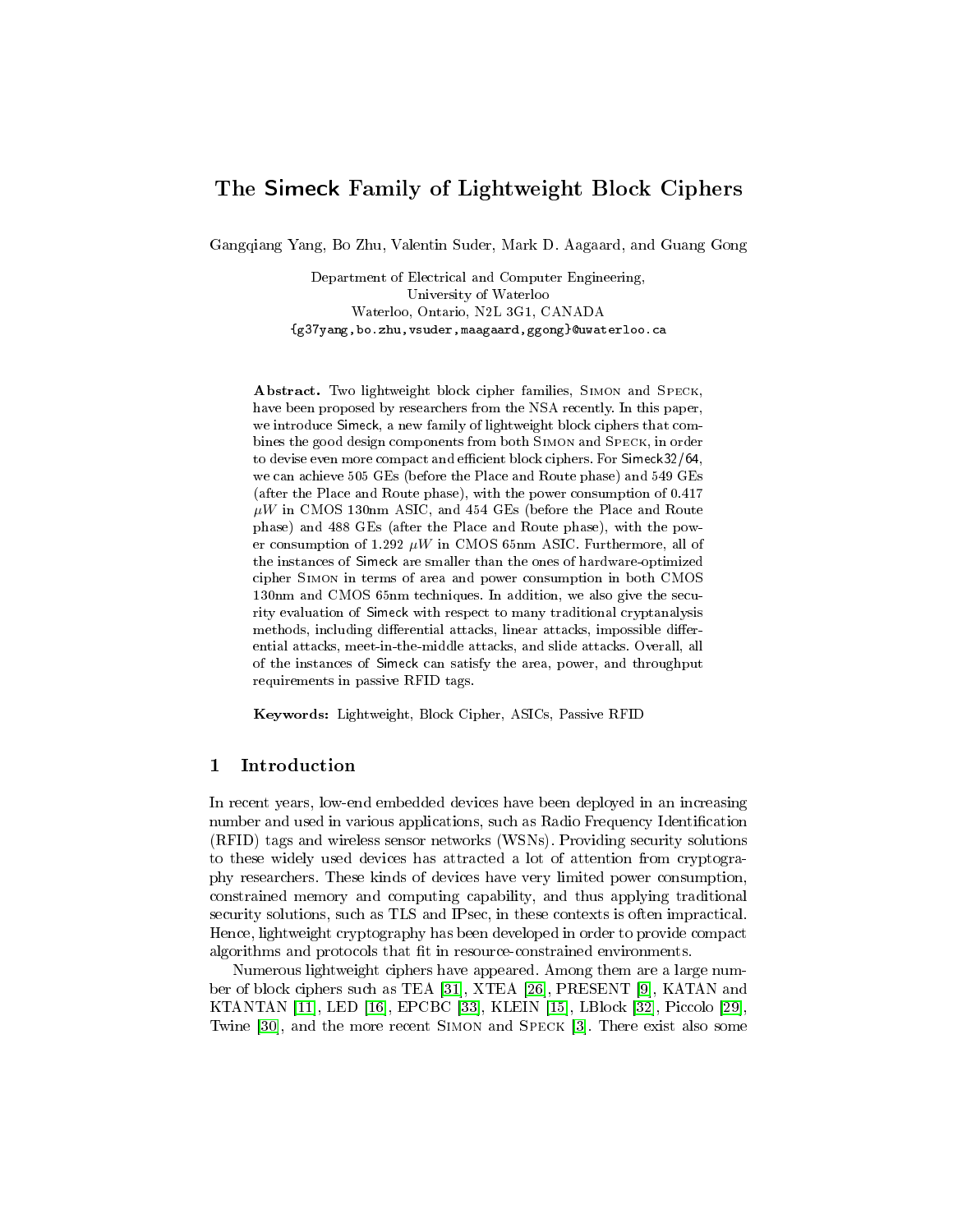# The Simeck Family of Lightweight Block Ciphers

Gangqiang Yang, Bo Zhu, Valentin Suder, Mark D. Aagaard, and Guang Gong

Department of Electrical and Computer Engineering,
University of Waterloo
Waterloo, Ontario, N2L 3G1, CANADA
{g37yang,bo.zhu,vsuder,maagaard,ggong}@uwaterloo.ca

**Abstract.** Two lightweight block cipher families, Simon and Speck, have been proposed by researchers from the NSA recently. In this paper, we introduce Simeck, a new family of lightweight block ciphers that combines the good design components from both Simon and Speck, in order to devise even more compact and efficient block ciphers. For Simeck32/64, we can achieve 505 GEs (before the Place and Route phase) and 549 GEs (after the Place and Route phase), with the power consumption of 0.417 $\mu W$ in CMOS 130nm ASIC, and 454 GEs (before the Place and Route phase) and 488 GEs (after the Place and Route phase), with the power consumption of 1.292 $\mu W$ in CMOS 65nm ASIC. Furthermore, all of the instances of Simeck are smaller than the ones of hardware-optimized cipher Simon in terms of area and power consumption in both CMOS 130nm and CMOS 65nm techniques. In addition, we also give the security evaluation of Simeck with respect to many traditional cryptanalysis methods, including differential attacks, linear attacks, impossible differential attacks, meet-in-the-middle attacks, and slide attacks. Overall, all of the instances of Simeck can satisfy the area, power, and throughput requirements in passive RFID tags.

**Keywords:** Lightweight, Block Cipher, ASICs, Passive RFID

## 1 Introduction

In recent years, low-end embedded devices have been deployed in an increasing number and used in various applications, such as Radio Frequency Identification (RFID) tags and wireless sensor networks (WSNs). Providing security solutions to these widely used devices has attracted a lot of attention from cryptography researchers. These kinds of devices have very limited power consumption, constrained memory and computing capability, and thus applying traditional security solutions, such as TLS and IPsec, in these contexts is often impractical. Hence, lightweight cryptography has been developed in order to provide compact algorithms and protocols that fit in resource-constrained environments.

Numerous lightweight ciphers have appeared. Among them are a large number of block ciphers such as TEA [31], XTEA [26], PRESENT [9], KATAN and KTANTAN [11], LED [16], EPCBC [33], KLEIN [15], LBlock [32], Piccolo [29], Twine [30], and the more recent Simon and Speck [3]. There exist also some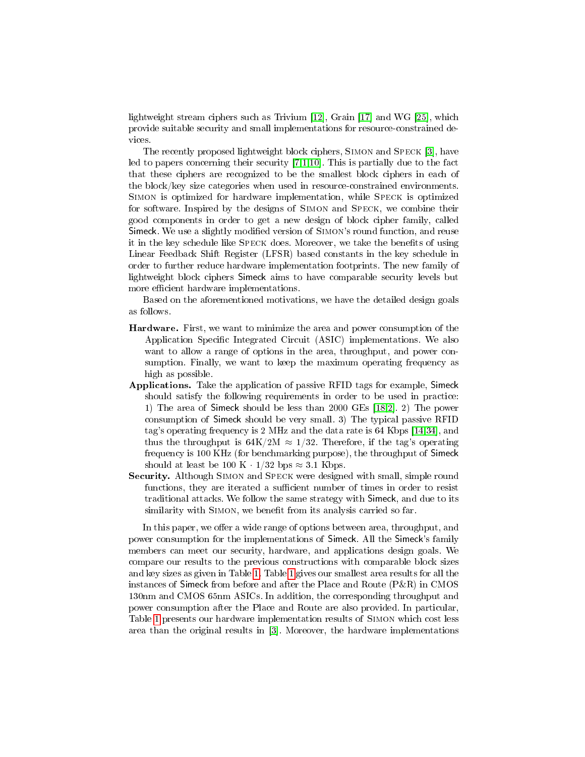lightweight stream ciphers such as Trivium [12], Grain [17] and WG [25], which provide suitable security and small implementations for resource-constrained devices.

The recently proposed lightweight block ciphers, Simon and Speck [3], have led to papers concerning their security [7,1,10]. This is partially due to the fact that these ciphers are recognized to be the smallest block ciphers in each of the block/key size categories when used in resource-constrained environments. Simon is optimized for hardware implementation, while Speck is optimized for software. Inspired by the designs of Simon and Speck, we combine their good components in order to get a new design of block cipher family, called Simeck. We use a slightly modified version of Simon's round function, and reuse it in the key schedule like Speck does. Moreover, we take the benefits of using Linear Feedback Shift Register (LFSR) based constants in the key schedule in order to further reduce hardware implementation footprints. The new family of lightweight block ciphers Simeck aims to have comparable security levels but more efficient hardware implementations.

Based on the aforementioned motivations, we have the detailed design goals as follows.

**Hardware.** First, we want to minimize the area and power consumption of the Application Specific Integrated Circuit (ASIC) implementations. We also want to allow a range of options in the area, throughput, and power consumption. Finally, we want to keep the maximum operating frequency as high as possible.

**Applications.** Take the application of passive RFID tags for example, Simeck should satisfy the following requirements in order to be used in practice: 1) The area of Simeck should be less than 2000 GEs [18,2]. 2) The power consumption of Simeck should be very small. 3) The typical passive RFID tag's operating frequency is 2 MHz and the data rate is 64 Kbps [14,34], and thus the throughput is $64\text{K}/2\text{M} \approx 1/32$. Therefore, if the tag's operating frequency is 100 KHz (for benchmarking purpose), the throughput of Simeck should at least be $100\ \text{K} \cdot 1/32$ bps $\approx 3.1$ Kbps.

**Security.** Although Simon and Speck were designed with small, simple round functions, they are iterated a sufficient number of times in order to resist traditional attacks. We follow the same strategy with Simeck, and due to its similarity with Simon, we benefit from its analysis carried so far.

In this paper, we offer a wide range of options between area, throughput, and power consumption for the implementations of Simeck. All the Simeck's family members can meet our security, hardware, and applications design goals. We compare our results to the previous constructions with comparable block sizes and key sizes as given in Table 1. Table 1 gives our smallest area results for all the instances of Simeck from before and after the Place and Route (P&R) in CMOS 130nm and CMOS 65nm ASICs. In addition, the corresponding throughput and power consumption after the Place and Route are also provided. In particular, Table 1 presents our hardware implementation results of Simon which cost less area than the original results in [3]. Moreover, the hardware implementations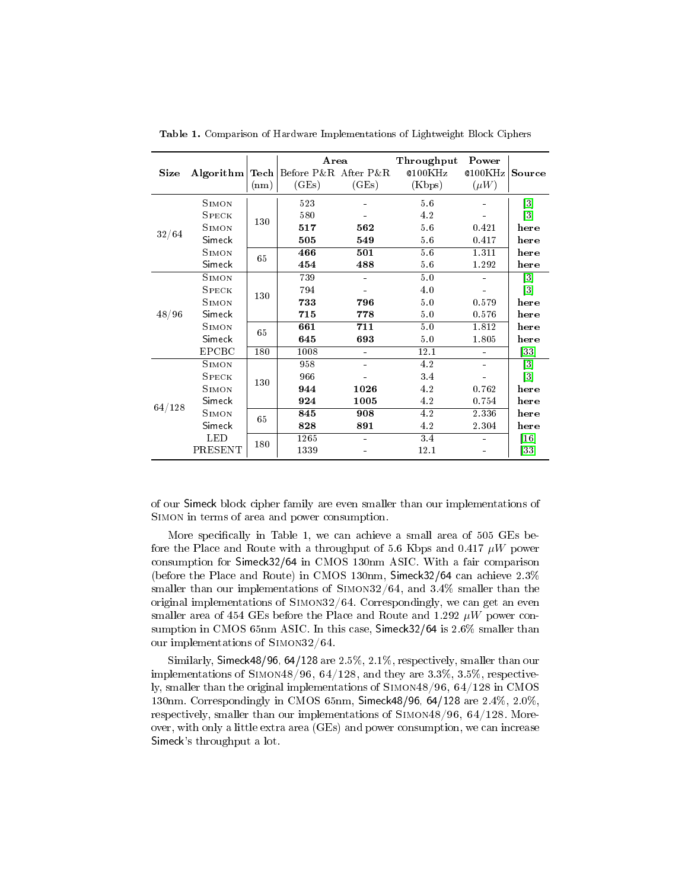**Table 1.** Comparison of Hardware Implementations of Lightweight Block Ciphers

| Size | Algorithm | Tech (nm) | Area Before P&R (GEs) | Area After P&R (GEs) | Throughput @100KHz (Kbps) | Power @100KHz ($\mu W$) | Source |
|---|---|---|---|---|---|---|---|
| 32/64 | Simon | 130 | 523 | - | 5.6 | - | [3] |
| | Speck | | 580 | - | 4.2 | - | [3] |
| | Simon | | **517** | **562** | 5.6 | 0.421 | **here** |
| | Simeck | | **505** | **549** | 5.6 | 0.417 | **here** |
| | Simon | 65 | **466** | **501** | 5.6 | 1.311 | **here** |
| | Simeck | | **454** | **488** | 5.6 | 1.292 | **here** |
| 48/96 | Simon | 130 | 739 | - | 5.0 | - | [3] |
| | Speck | | 794 | - | 4.0 | - | [3] |
| | Simon | | **733** | **796** | 5.0 | 0.579 | **here** |
| | Simeck | | **715** | **778** | 5.0 | 0.576 | **here** |
| | Simon | 65 | **661** | **711** | 5.0 | 1.812 | **here** |
| | Simeck | | **645** | **693** | 5.0 | 1.805 | **here** |
| | EPCBC | 180 | 1008 | - | 12.1 | - | [33] |
| 64/128 | Simon | 130 | 958 | - | 4.2 | - | [3] |
| | Speck | | 966 | - | 3.4 | - | [3] |
| | Simon | | **944** | **1026** | 4.2 | 0.762 | **here** |
| | Simeck | | **924** | **1005** | 4.2 | 0.754 | **here** |
| | Simon | 65 | **845** | **908** | 4.2 | 2.336 | **here** |
| | Simeck | | **828** | **891** | 4.2 | 2.304 | **here** |
| | LED | 180 | 1265 | - | 3.4 | - | [16] |
| | PRESENT | | 1339 | - | 12.1 | - | [33] |

of our Simeck block cipher family are even smaller than our implementations of Simon in terms of area and power consumption.

More specifically in Table 1, we can achieve a small area of 505 GEs before the Place and Route with a throughput of 5.6 Kbps and 0.417 $\mu W$ power consumption for Simeck32/64 in CMOS 130nm ASIC. With a fair comparison (before the Place and Route) in CMOS 130nm, Simeck32/64 can achieve 2.3% smaller than our implementations of Simon32/64, and 3.4% smaller than the original implementations of Simon32/64. Correspondingly, we can get an even smaller area of 454 GEs before the Place and Route and 1.292 $\mu W$ power consumption in CMOS 65nm ASIC. In this case, Simeck32/64 is 2.6% smaller than our implementations of Simon32/64.

Similarly, Simeck48/96, 64/128 are 2.5%, 2.1%, respectively, smaller than our implementations of Simon48/96, 64/128, and they are 3.3%, 3.5%, respectively, smaller than the original implementations of Simon48/96, 64/128 in CMOS 130nm. Correspondingly in CMOS 65nm, Simeck48/96, 64/128 are 2.4%, 2.0%, respectively, smaller than our implementations of Simon48/96, 64/128. Moreover, with only a little extra area (GEs) and power consumption, we can increase Simeck's throughput a lot.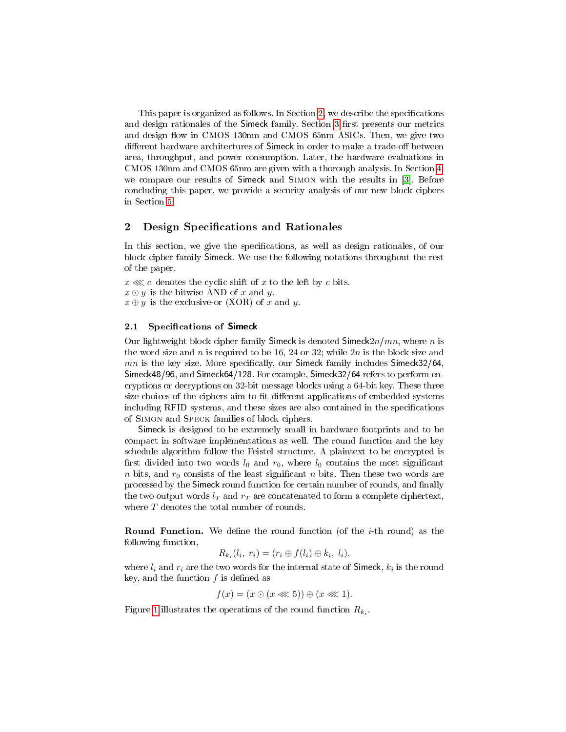This paper is organized as follows. In Section 2, we describe the specifications and design rationales of the Simeck family. Section 3 first presents our metrics and design flow in CMOS 130nm and CMOS 65nm ASICs. Then, we give two different hardware architectures of Simeck in order to make a trade-off between area, throughput, and power consumption. Later, the hardware evaluations in CMOS 130nm and CMOS 65nm are given with a thorough analysis. In Section 4, we compare our results of Simeck and Simon with the results in [3]. Before concluding this paper, we provide a security analysis of our new block ciphers in Section 5.

## 2 Design Specifications and Rationales

In this section, we give the specifications, as well as design rationales, of our block cipher family Simeck. We use the following notations throughout the rest of the paper.

$x \lll c$ denotes the cyclic shift of $x$ to the left by $c$ bits.
$x \odot y$ is the bitwise AND of $x$ and $y$.
$x \oplus y$ is the exclusive-or (XOR) of $x$ and $y$.

### 2.1 Specifications of Simeck

Our lightweight block cipher family Simeck is denoted Simeck$2n/mn$, where $n$ is the word size and $n$ is required to be 16, 24 or 32; while $2n$ is the block size and $mn$ is the key size. More specifically, our Simeck family includes Simeck32/64, Simeck48/96, and Simeck64/128. For example, Simeck32/64 refers to perform encryptions or decryptions on 32-bit message blocks using a 64-bit key. These three size choices of the ciphers aim to fit different applications of embedded systems including RFID systems, and these sizes are also contained in the specifications of Simon and Speck families of block ciphers.

Simeck is designed to be extremely small in hardware footprints and to be compact in software implementations as well. The round function and the key schedule algorithm follow the Feistel structure. A plaintext to be encrypted is first divided into two words $l_0$ and $r_0$, where $l_0$ contains the most significant $n$ bits, and $r_0$ consists of the least significant $n$ bits. Then these two words are processed by the Simeck round function for certain number of rounds, and finally the two output words $l_T$ and $r_T$ are concatenated to form a complete ciphertext, where $T$ denotes the total number of rounds.

**Round Function.** We define the round function (of the $i$-th round) as the following function,

$$R_{k_i}(l_i,\ r_i) = (r_i \oplus f(l_i) \oplus k_i,\ l_i),$$

where $l_i$ and $r_i$ are the two words for the internal state of Simeck, $k_i$ is the round key, and the function $f$ is defined as

$$f(x) = (x \odot (x \lll 5)) \oplus (x \lll 1).$$

Figure 1 illustrates the operations of the round function $R_{k_i}$.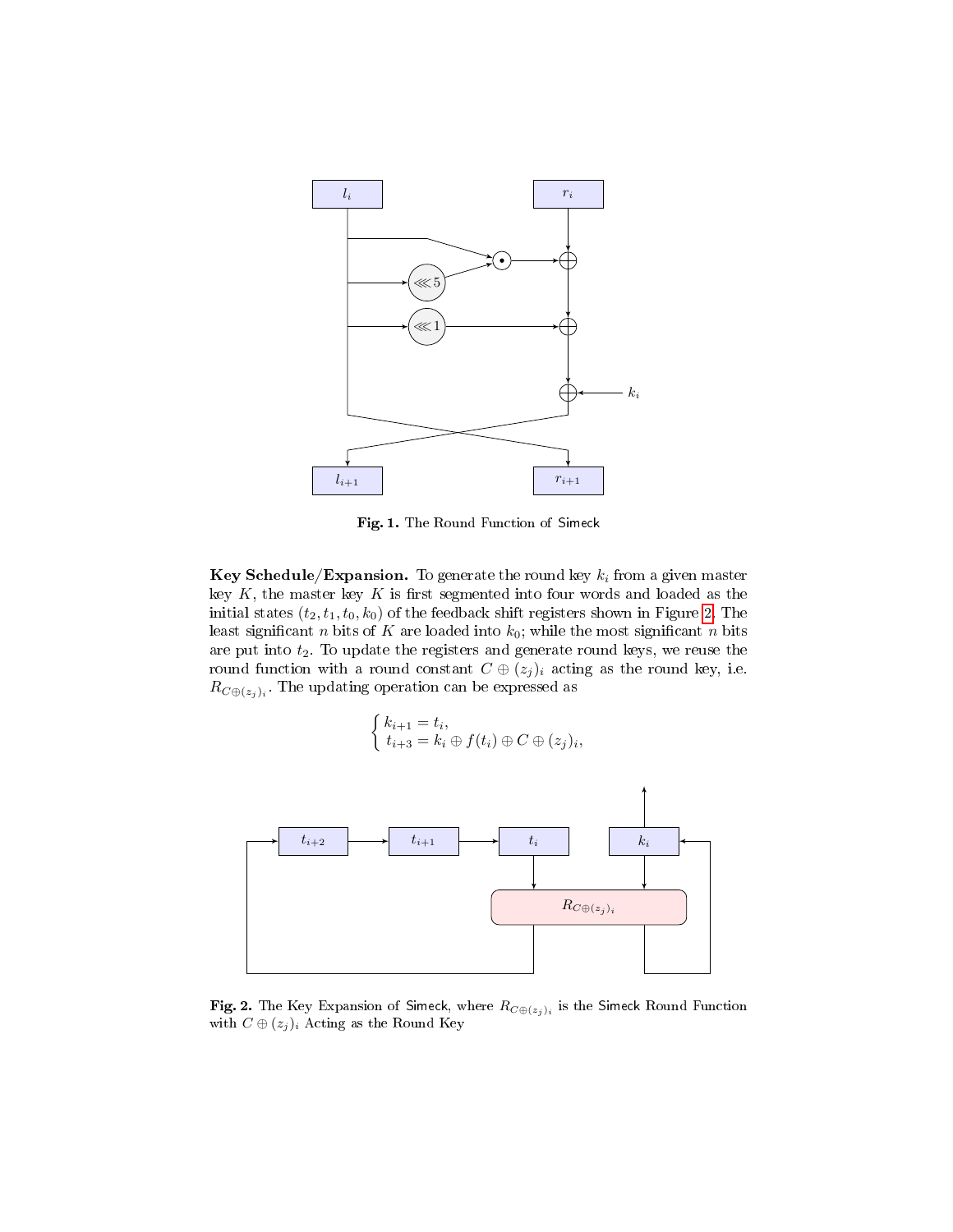**Fig. 1.** The Round Function of Simeck

**Key Schedule/Expansion.** To generate the round key $k_i$ from a given master key $K$, the master key $K$ is first segmented into four words and loaded as the initial states $(t_2, t_1, t_0, k_0)$ of the feedback shift registers shown in Figure 2. The least significant $n$ bits of $K$ are loaded into $k_0$; while the most significant $n$ bits are put into $t_2$. To update the registers and generate round keys, we reuse the round function with a round constant $C \oplus (z_j)_i$ acting as the round key, i.e. $R_{C \oplus (z_j)_i}$. The updating operation can be expressed as

$$\begin{cases} k_{i+1} = t_i, \\ t_{i+3} = k_i \oplus f(t_i) \oplus C \oplus (z_j)_i, \end{cases}$$

**Fig. 2.** The Key Expansion of Simeck, where $R_{C \oplus (z_j)_i}$ is the Simeck Round Function with $C \oplus (z_j)_i$ Acting as the Round Key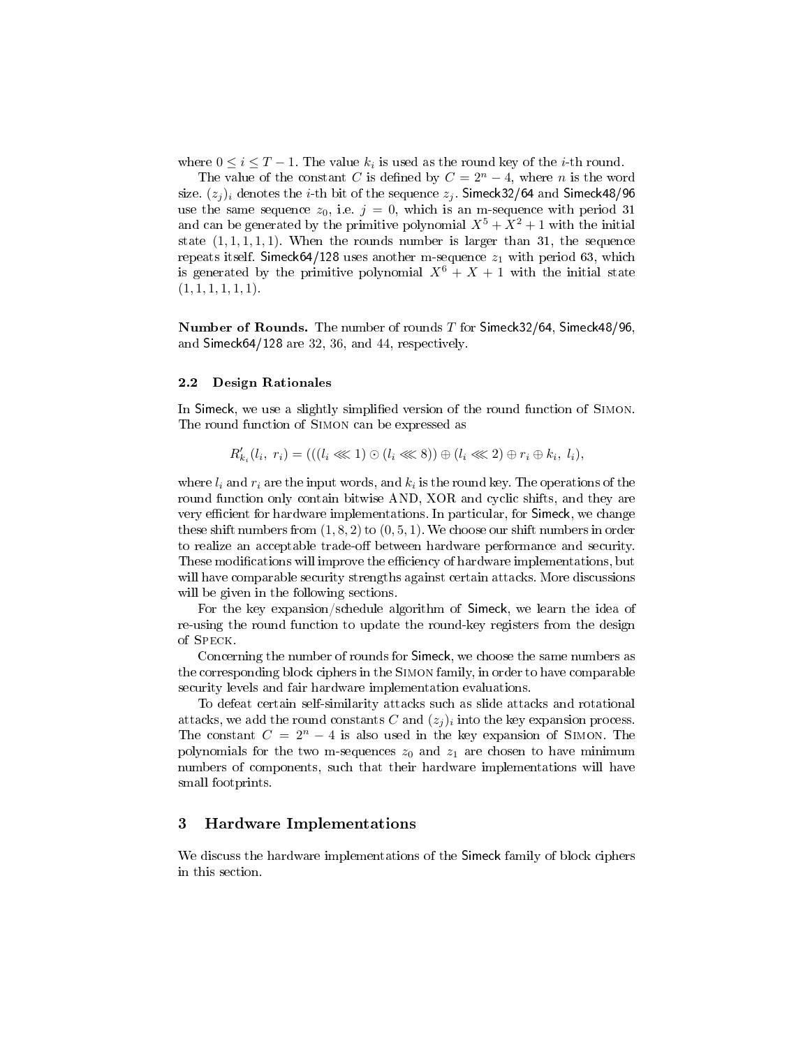where $0 \leq i \leq T-1$. The value $k_i$ is used as the round key of the $i$-th round.

The value of the constant $C$ is defined by $C = 2^n - 4$, where $n$ is the word size. $(z_j)_i$ denotes the $i$-th bit of the sequence $z_j$. Simeck32/64 and Simeck48/96 use the same sequence $z_0$, i.e. $j = 0$, which is an m-sequence with period 31 and can be generated by the primitive polynomial $X^5 + X^2 + 1$ with the initial state $(1, 1, 1, 1, 1)$. When the rounds number is larger than 31, the sequence repeats itself. Simeck64/128 uses another m-sequence $z_1$ with period 63, which is generated by the primitive polynomial $X^6 + X + 1$ with the initial state $(1, 1, 1, 1, 1, 1)$.

**Number of Rounds.** The number of rounds $T$ for Simeck32/64, Simeck48/96, and Simeck64/128 are 32, 36, and 44, respectively.

### 2.2 Design Rationales

In Simeck, we use a slightly simplified version of the round function of Simon. The round function of Simon can be expressed as

$$R'_{k_i}(l_i,\ r_i) = (((l_i \lll 1) \odot (l_i \lll 8)) \oplus (l_i \lll 2) \oplus r_i \oplus k_i,\ l_i),$$

where $l_i$ and $r_i$ are the input words, and $k_i$ is the round key. The operations of the round function only contain bitwise AND, XOR and cyclic shifts, and they are very efficient for hardware implementations. In particular, for Simeck, we change these shift numbers from $(1, 8, 2)$ to $(0, 5, 1)$. We choose our shift numbers in order to realize an acceptable trade-off between hardware performance and security. These modifications will improve the efficiency of hardware implementations, but will have comparable security strengths against certain attacks. More discussions will be given in the following sections.

For the key expansion/schedule algorithm of Simeck, we learn the idea of re-using the round function to update the round-key registers from the design of Speck.

Concerning the number of rounds for Simeck, we choose the same numbers as the corresponding block ciphers in the Simon family, in order to have comparable security levels and fair hardware implementation evaluations.

To defeat certain self-similarity attacks such as slide attacks and rotational attacks, we add the round constants $C$ and $(z_j)_i$ into the key expansion process. The constant $C = 2^n - 4$ is also used in the key expansion of Simon. The polynomials for the two m-sequences $z_0$ and $z_1$ are chosen to have minimum numbers of components, such that their hardware implementations will have small footprints.

## 3 Hardware Implementations

We discuss the hardware implementations of the Simeck family of block ciphers in this section.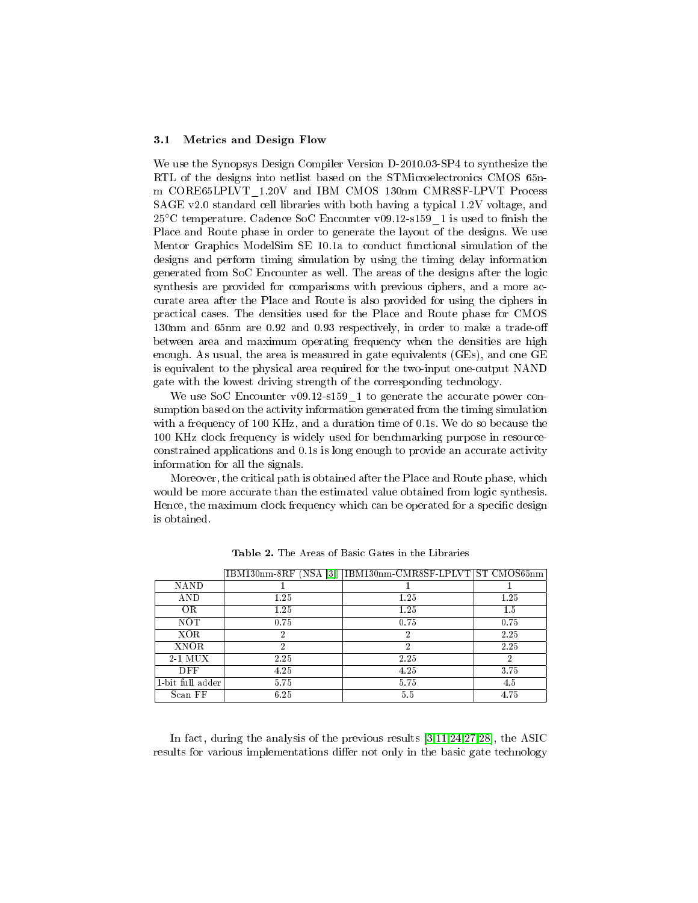### 3.1 Metrics and Design Flow

We use the Synopsys Design Compiler Version D-2010.03-SP4 to synthesize the RTL of the designs into netlist based on the STMicroelectronics CMOS 65nm CORE65LPLVT_1.20V and IBM CMOS 130nm CMR8SF-LPVT Process SAGE v2.0 standard cell libraries with both having a typical 1.2V voltage, and 25°C temperature. Cadence SoC Encounter v09.12-s159_1 is used to finish the Place and Route phase in order to generate the layout of the designs. We use Mentor Graphics ModelSim SE 10.1a to conduct functional simulation of the designs and perform timing simulation by using the timing delay information generated from SoC Encounter as well. The areas of the designs after the logic synthesis are provided for comparisons with previous ciphers, and a more accurate area after the Place and Route is also provided for using the ciphers in practical cases. The densities used for the Place and Route phase for CMOS 130nm and 65nm are 0.92 and 0.93 respectively, in order to make a trade-off between area and maximum operating frequency when the densities are high enough. As usual, the area is measured in gate equivalents (GEs), and one GE is equivalent to the physical area required for the two-input one-output NAND gate with the lowest driving strength of the corresponding technology.

We use SoC Encounter v09.12-s159_1 to generate the accurate power consumption based on the activity information generated from the timing simulation with a frequency of 100 KHz, and a duration time of 0.1s. We do so because the 100 KHz clock frequency is widely used for benchmarking purpose in resource-constrained applications and 0.1s is long enough to provide an accurate activity information for all the signals.

Moreover, the critical path is obtained after the Place and Route phase, which would be more accurate than the estimated value obtained from logic synthesis. Hence, the maximum clock frequency which can be operated for a specific design is obtained.

**Table 2.** The Areas of Basic Gates in the Libraries

| | IBM130nm-8RF (NSA [3]) | IBM130nm-CMR8SF-LPLVT | ST CMOS65nm |
|---|---|---|---|
| NAND | 1 | 1 | 1 |
| AND | 1.25 | 1.25 | 1.25 |
| OR | 1.25 | 1.25 | 1.5 |
| NOT | 0.75 | 0.75 | 0.75 |
| XOR | 2 | 2 | 2.25 |
| XNOR | 2 | 2 | 2.25 |
| 2-1 MUX | 2.25 | 2.25 | 2 |
| DFF | 4.25 | 4.25 | 3.75 |
| 1-bit full adder | 5.75 | 5.75 | 4.5 |
| Scan FF | 6.25 | 5.5 | 4.75 |

In fact, during the analysis of the previous results [3,11,24,27,28], the ASIC results for various implementations differ not only in the basic gate technology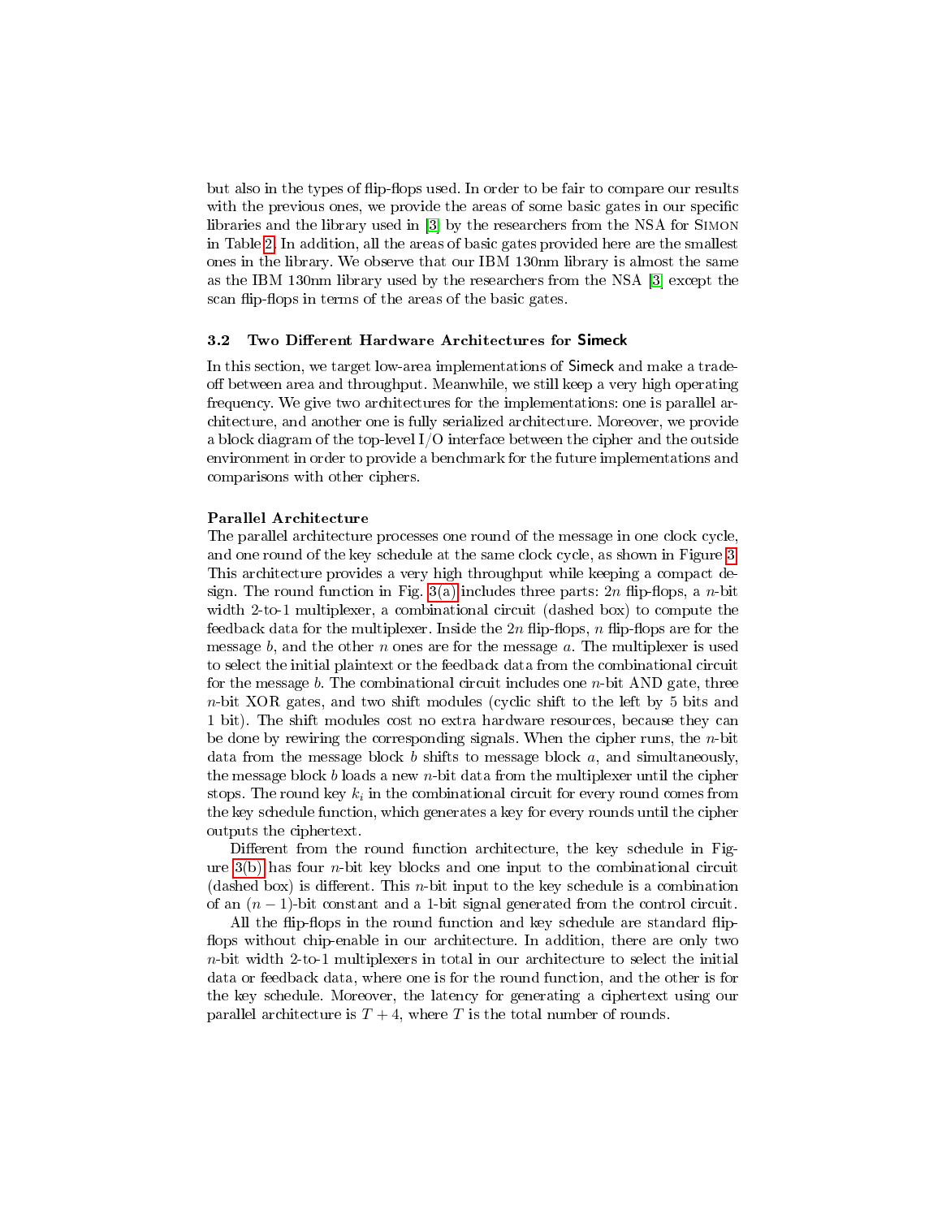but also in the types of flip-flops used. In order to be fair to compare our results with the previous ones, we provide the areas of some basic gates in our specific libraries and the library used in [3] by the researchers from the NSA for Simon in Table 2. In addition, all the areas of basic gates provided here are the smallest ones in the library. We observe that our IBM 130nm library is almost the same as the IBM 130nm library used by the researchers from the NSA [3] except the scan flip-flops in terms of the areas of the basic gates.

### 3.2 Two Different Hardware Architectures for Simeck

In this section, we target low-area implementations of Simeck and make a trade-off between area and throughput. Meanwhile, we still keep a very high operating frequency. We give two architectures for the implementations: one is parallel architecture, and another one is fully serialized architecture. Moreover, we provide a block diagram of the top-level I/O interface between the cipher and the outside environment in order to provide a benchmark for the future implementations and comparisons with other ciphers.

**Parallel Architecture**

The parallel architecture processes one round of the message in one clock cycle, and one round of the key schedule at the same clock cycle, as shown in Figure 3. This architecture provides a very high throughput while keeping a compact design. The round function in Fig. 3(a) includes three parts: $2n$ flip-flops, a $n$-bit width 2-to-1 multiplexer, a combinational circuit (dashed box) to compute the feedback data for the multiplexer. Inside the $2n$ flip-flops, $n$ flip-flops are for the message $b$, and the other $n$ ones are for the message $a$. The multiplexer is used to select the initial plaintext or the feedback data from the combinational circuit for the message $b$. The combinational circuit includes one $n$-bit AND gate, three $n$-bit XOR gates, and two shift modules (cyclic shift to the left by 5 bits and 1 bit). The shift modules cost no extra hardware resources, because they can be done by rewiring the corresponding signals. When the cipher runs, the $n$-bit data from the message block $b$ shifts to message block $a$, and simultaneously, the message block $b$ loads a new $n$-bit data from the multiplexer until the cipher stops. The round key $k_i$ in the combinational circuit for every round comes from the key schedule function, which generates a key for every rounds until the cipher outputs the ciphertext.

Different from the round function architecture, the key schedule in Figure 3(b) has four $n$-bit key blocks and one input to the combinational circuit (dashed box) is different. This $n$-bit input to the key schedule is a combination of an $(n-1)$-bit constant and a 1-bit signal generated from the control circuit.

All the flip-flops in the round function and key schedule are standard flip-flops without chip-enable in our architecture. In addition, there are only two $n$-bit width 2-to-1 multiplexers in total in our architecture to select the initial data or feedback data, where one is for the round function, and the other is for the key schedule. Moreover, the latency for generating a ciphertext using our parallel architecture is $T + 4$, where $T$ is the total number of rounds.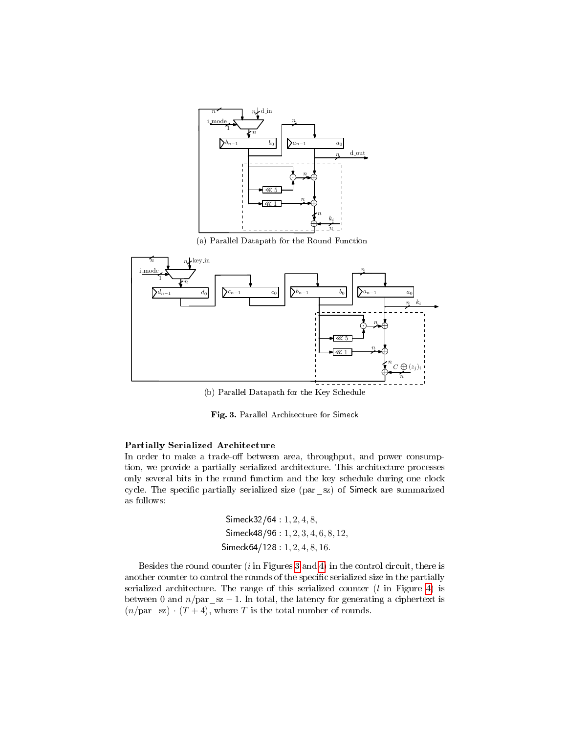(a) Parallel Datapath for the Round Function

(b) Parallel Datapath for the Key Schedule

**Fig. 3.** Parallel Architecture for Simeck

**Partially Serialized Architecture**

In order to make a trade-off between area, throughput, and power consumption, we provide a partially serialized architecture. This architecture processes only several bits in the round function and the key schedule during one clock cycle. The specific partially serialized size (par_sz) of Simeck are summarized as follows:

$$\begin{aligned} \text{Simeck32/64} &: 1, 2, 4, 8, \\ \text{Simeck48/96} &: 1, 2, 3, 4, 6, 8, 12, \\ \text{Simeck64/128} &: 1, 2, 4, 8, 16. \end{aligned}$$

Besides the round counter ($i$ in Figures 3 and 4) in the control circuit, there is another counter to control the rounds of the specific serialized size in the partially serialized architecture. The range of this serialized counter ($l$ in Figure 4) is between 0 and $n/\text{par\_sz} - 1$. In total, the latency for generating a ciphertext is $(n/\text{par\_sz}) \cdot (T + 4)$, where $T$ is the total number of rounds.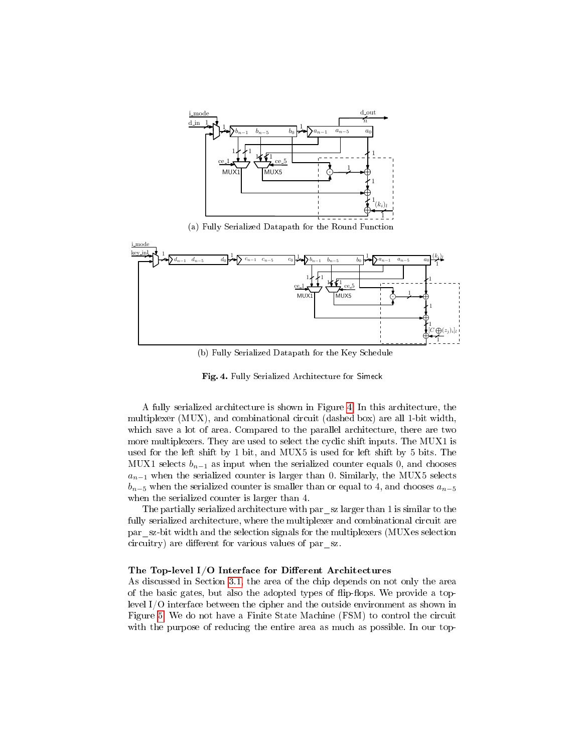(a) Fully Serialized Datapath for the Round Function

(b) Fully Serialized Datapath for the Key Schedule

**Fig. 4.** Fully Serialized Architecture for Simeck

A fully serialized architecture is shown in Figure 4. In this architecture, the multiplexer (MUX), and combinational circuit (dashed box) are all 1-bit width, which save a lot of area. Compared to the parallel architecture, there are two more multiplexers. They are used to select the cyclic shift inputs. The MUX1 is used for the left shift by 1 bit, and MUX5 is used for left shift by 5 bits. The MUX1 selects $b_{n-1}$ as input when the serialized counter equals 0, and chooses $a_{n-1}$ when the serialized counter is larger than 0. Similarly, the MUX5 selects $b_{n-5}$ when the serialized counter is smaller than or equal to 4, and chooses $a_{n-5}$ when the serialized counter is larger than 4.

The partially serialized architecture with par_sz larger than 1 is similar to the fully serialized architecture, where the multiplexer and combinational circuit are par_sz-bit width and the selection signals for the multiplexers (MUXes selection circuitry) are different for various values of par_sz.

**The Top-level I/O Interface for Different Architectures**

As discussed in Section 3.1, the area of the chip depends on not only the area of the basic gates, but also the adopted types of flip-flops. We provide a top-level I/O interface between the cipher and the outside environment as shown in Figure 5. We do not have a Finite State Machine (FSM) to control the circuit with the purpose of reducing the entire area as much as possible. In our top-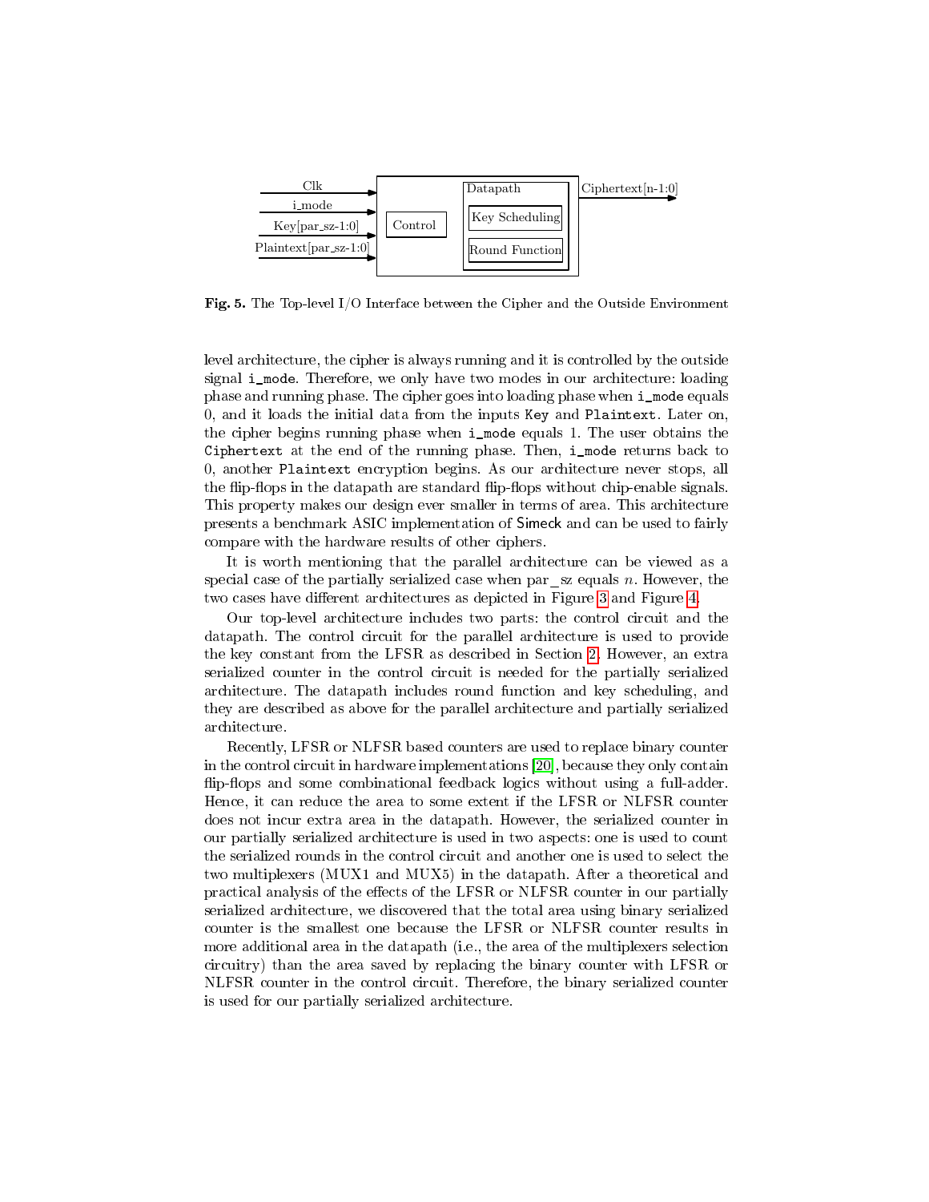Clk

i_mode

Key[par_sz-1:0]

Plaintext[par_sz-1:0]

Control

Datapath

Key Scheduling

Round Function

Ciphertext[n-1:0]

**Fig. 5.** The Top-level I/O Interface between the Cipher and the Outside Environment

level architecture, the cipher is always running and it is controlled by the outside signal `i_mode`. Therefore, we only have two modes in our architecture: loading phase and running phase. The cipher goes into loading phase when `i_mode` equals 0, and it loads the initial data from the inputs `Key` and `Plaintext`. Later on, the cipher begins running phase when `i_mode` equals 1. The user obtains the `Ciphertext` at the end of the running phase. Then, `i_mode` returns back to 0, another `Plaintext` encryption begins. As our architecture never stops, all the flip-flops in the datapath are standard flip-flops without chip-enable signals. This property makes our design ever smaller in terms of area. This architecture presents a benchmark ASIC implementation of Simeck and can be used to fairly compare with the hardware results of other ciphers.

It is worth mentioning that the parallel architecture can be viewed as a special case of the partially serialized case when par_sz equals $n$. However, the two cases have different architectures as depicted in Figure 3 and Figure 4.

Our top-level architecture includes two parts: the control circuit and the datapath. The control circuit for the parallel architecture is used to provide the key constant from the LFSR as described in Section 2. However, an extra serialized counter in the control circuit is needed for the partially serialized architecture. The datapath includes round function and key scheduling, and they are described as above for the parallel architecture and partially serialized architecture.

Recently, LFSR or NLFSR based counters are used to replace binary counter in the control circuit in hardware implementations [20], because they only contain flip-flops and some combinational feedback logics without using a full-adder. Hence, it can reduce the area to some extent if the LFSR or NLFSR counter does not incur extra area in the datapath. However, the serialized counter in our partially serialized architecture is used in two aspects: one is used to count the serialized rounds in the control circuit and another one is used to select the two multiplexers (MUX1 and MUX5) in the datapath. After a theoretical and practical analysis of the effects of the LFSR or NLFSR counter in our partially serialized architecture, we discovered that the total area using binary serialized counter is the smallest one because the LFSR or NLFSR counter results in more additional area in the datapath (i.e., the area of the multiplexers selection circuitry) than the area saved by replacing the binary counter with LFSR or NLFSR counter in the control circuit. Therefore, the binary serialized counter is used for our partially serialized architecture.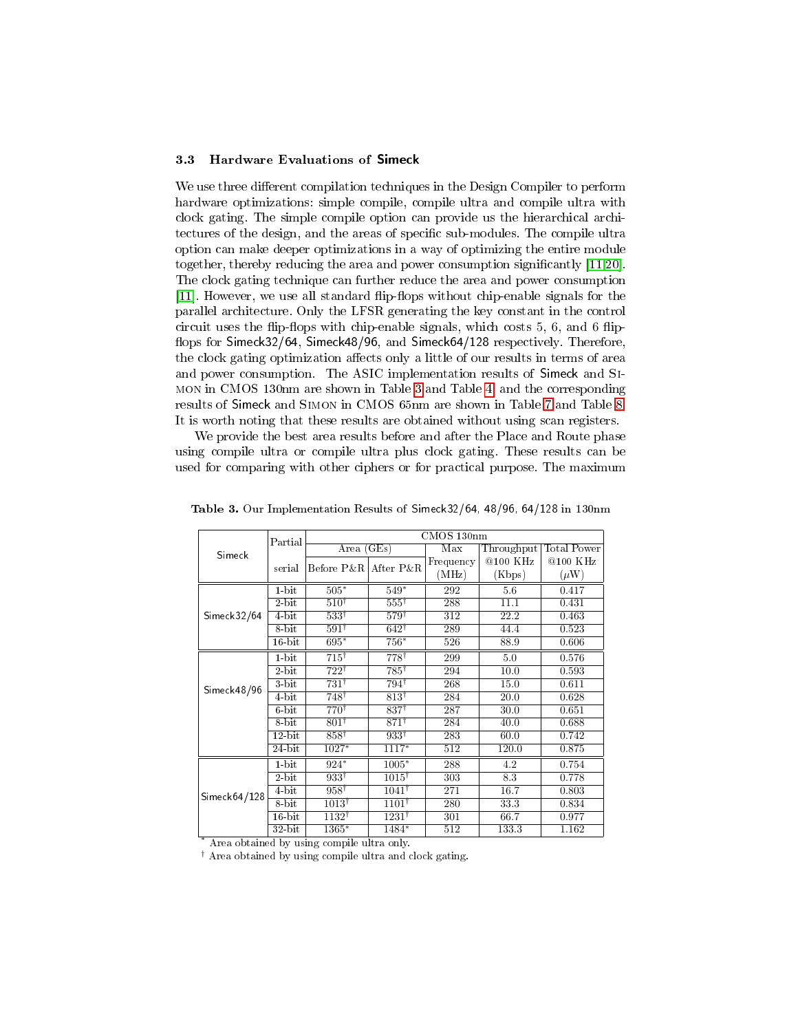### 3.3 Hardware Evaluations of Simeck

We use three different compilation techniques in the Design Compiler to perform hardware optimizations: simple compile, compile ultra and compile ultra with clock gating. The simple compile option can provide us the hierarchical architectures of the design, and the areas of specific sub-modules. The compile ultra option can make deeper optimizations in a way of optimizing the entire module together, thereby reducing the area and power consumption significantly [11,20]. The clock gating technique can further reduce the area and power consumption [11]. However, we use all standard flip-flops without chip-enable signals for the parallel architecture. Only the LFSR generating the key constant in the control circuit uses the flip-flops with chip-enable signals, which costs 5, 6, and 6 flip-flops for Simeck32/64, Simeck48/96, and Simeck64/128 respectively. Therefore, the clock gating optimization affects only a little of our results in terms of area and power consumption. The ASIC implementation results of Simeck and Simon in CMOS 130nm are shown in Table 3 and Table 4, and the corresponding results of Simeck and Simon in CMOS 65nm are shown in Table 7 and Table 8. It is worth noting that these results are obtained without using scan registers.

We provide the best area results before and after the Place and Route phase using compile ultra or compile ultra plus clock gating. These results can be used for comparing with other ciphers or for practical purpose. The maximum

**Table 3.** Our Implementation Results of Simeck32/64, 48/96, 64/128 in 130nm

| Simeck | Partial serial | CMOS 130nm Area (GEs) Before P&R | After P&R | Max Frequency (MHz) | Throughput @100 KHz (Kbps) | Total Power @100 KHz ($\mu$W) |
|---|---|---|---|---|---|---|
| Simeck32/64 | 1-bit | 505* | 549* | 292 | 5.6 | 0.417 |
| | 2-bit | 510† | 555† | 288 | 11.1 | 0.431 |
| | 4-bit | 533† | 579† | 312 | 22.2 | 0.463 |
| | 8-bit | 591† | 642† | 289 | 44.4 | 0.523 |
| | 16-bit | 695* | 756* | 526 | 88.9 | 0.606 |
| Simeck48/96 | 1-bit | 715† | 778† | 299 | 5.0 | 0.576 |
| | 2-bit | 722† | 785† | 294 | 10.0 | 0.593 |
| | 3-bit | 731† | 794† | 268 | 15.0 | 0.611 |
| | 4-bit | 748† | 813† | 284 | 20.0 | 0.628 |
| | 6-bit | 770† | 837† | 287 | 30.0 | 0.651 |
| | 8-bit | 801† | 871† | 284 | 40.0 | 0.688 |
| | 12-bit | 858† | 933† | 283 | 60.0 | 0.742 |
| | 24-bit | 1027* | 1117* | 512 | 120.0 | 0.875 |
| Simeck64/128 | 1-bit | 924* | 1005* | 288 | 4.2 | 0.754 |
| | 2-bit | 933† | 1015† | 303 | 8.3 | 0.778 |
| | 4-bit | 958† | 1041† | 271 | 16.7 | 0.803 |
| | 8-bit | 1013† | 1101† | 280 | 33.3 | 0.834 |
| | 16-bit | 1132† | 1231† | 301 | 66.7 | 0.977 |
| | 32-bit | 1365* | 1484* | 512 | 133.3 | 1.162 |

\* Area obtained by using compile ultra only.

† Area obtained by using compile ultra and clock gating.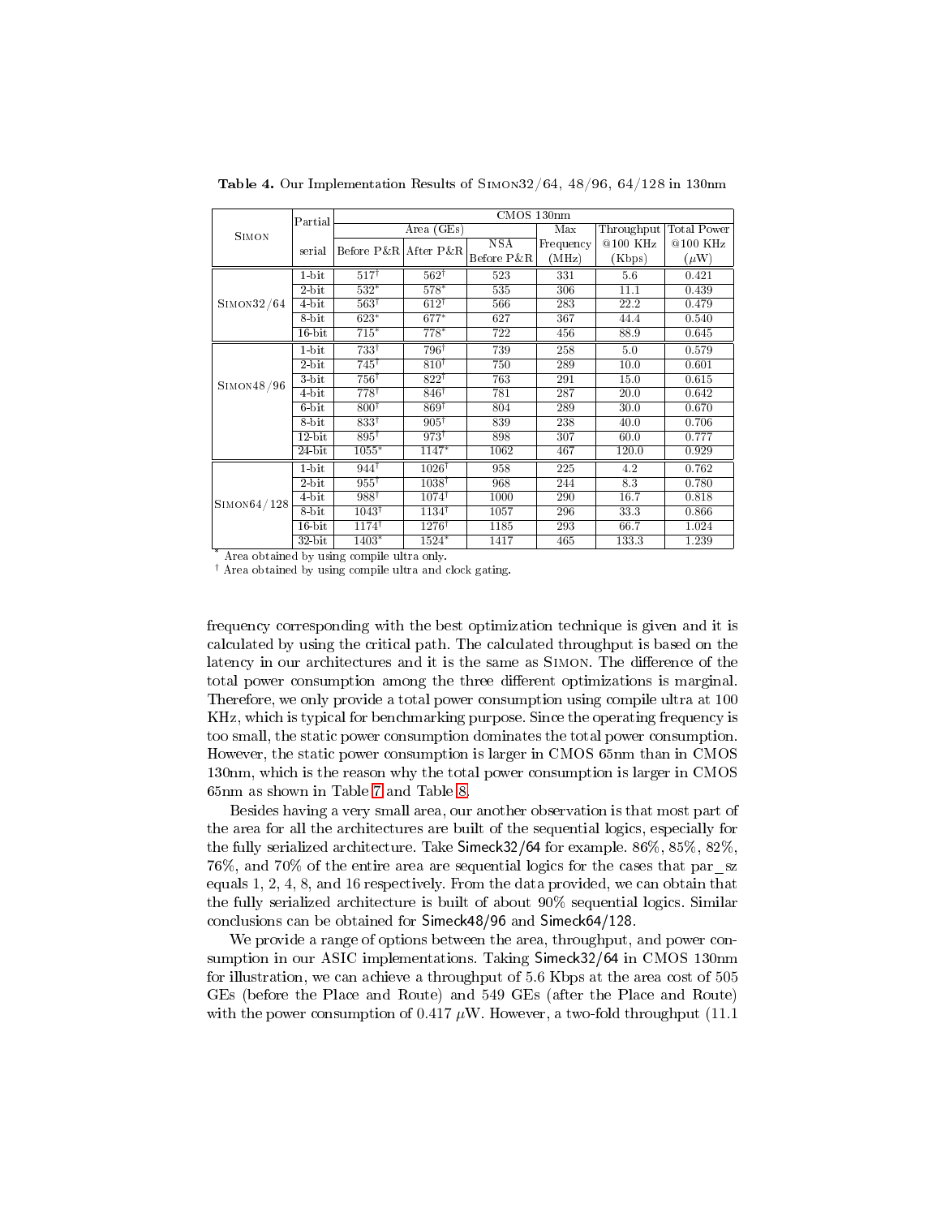**Table 4.** Our Implementation Results of SIMON32/64, 48/96, 64/128 in 130nm

| SIMON | Partial serial | CMOS 130nm | | | | | |
|---|---|---|---|---|---|---|---|
| | | Area (GEs) | | | Max Frequency (MHz) | Throughput @100 KHz (Kbps) | Total Power @100 KHz ($\mu$W) |
| | | Before P&R | After P&R | NSA Before P&R | | | |
| SIMON32/64 | 1-bit | 517† | 562† | 523 | 331 | 5.6 | 0.421 |
| | 2-bit | 532* | 578* | 535 | 306 | 11.1 | 0.439 |
| | 4-bit | 563† | 612† | 566 | 283 | 22.2 | 0.479 |
| | 8-bit | 623* | 677* | 627 | 367 | 44.4 | 0.540 |
| | 16-bit | 715* | 778* | 722 | 456 | 88.9 | 0.645 |
| SIMON48/96 | 1-bit | 733† | 796† | 739 | 258 | 5.0 | 0.579 |
| | 2-bit | 745† | 810† | 750 | 289 | 10.0 | 0.601 |
| | 3-bit | 756† | 822† | 763 | 291 | 15.0 | 0.615 |
| | 4-bit | 778† | 846† | 781 | 287 | 20.0 | 0.642 |
| | 6-bit | 800† | 869† | 804 | 289 | 30.0 | 0.670 |
| | 8-bit | 833† | 905† | 839 | 238 | 40.0 | 0.706 |
| | 12-bit | 895† | 973† | 898 | 307 | 60.0 | 0.777 |
| | 24-bit | 1055* | 1147* | 1062 | 467 | 120.0 | 0.929 |
| SIMON64/128 | 1-bit | 944† | 1026† | 958 | 225 | 4.2 | 0.762 |
| | 2-bit | 955† | 1038† | 968 | 244 | 8.3 | 0.780 |
| | 4-bit | 988† | 1074† | 1000 | 290 | 16.7 | 0.818 |
| | 8-bit | 1043† | 1134† | 1057 | 296 | 33.3 | 0.866 |
| | 16-bit | 1174† | 1276† | 1185 | 293 | 66.7 | 1.024 |
| | 32-bit | 1403* | 1524* | 1417 | 465 | 133.3 | 1.239 |

\* Area obtained by using compile ultra only.
† Area obtained by using compile ultra and clock gating.

frequency corresponding with the best optimization technique is given and it is calculated by using the critical path. The calculated throughput is based on the latency in our architectures and it is the same as SIMON. The difference of the total power consumption among the three different optimizations is marginal. Therefore, we only provide a total power consumption using compile ultra at 100 KHz, which is typical for benchmarking purpose. Since the operating frequency is too small, the static power consumption dominates the total power consumption. However, the static power consumption is larger in CMOS 65nm than in CMOS 130nm, which is the reason why the total power consumption is larger in CMOS 65nm as shown in Table 7 and Table 8.

Besides having a very small area, our another observation is that most part of the area for all the architectures are built of the sequential logics, especially for the fully serialized architecture. Take Simeck32/64 for example. 86%, 85%, 82%, 76%, and 70% of the entire area are sequential logics for the cases that par_sz equals 1, 2, 4, 8, and 16 respectively. From the data provided, we can obtain that the fully serialized architecture is built of about 90% sequential logics. Similar conclusions can be obtained for Simeck48/96 and Simeck64/128.

We provide a range of options between the area, throughput, and power consumption in our ASIC implementations. Taking Simeck32/64 in CMOS 130nm for illustration, we can achieve a throughput of 5.6 Kbps at the area cost of 505 GEs (before the Place and Route) and 549 GEs (after the Place and Route) with the power consumption of 0.417 $\mu$W. However, a two-fold throughput (11.1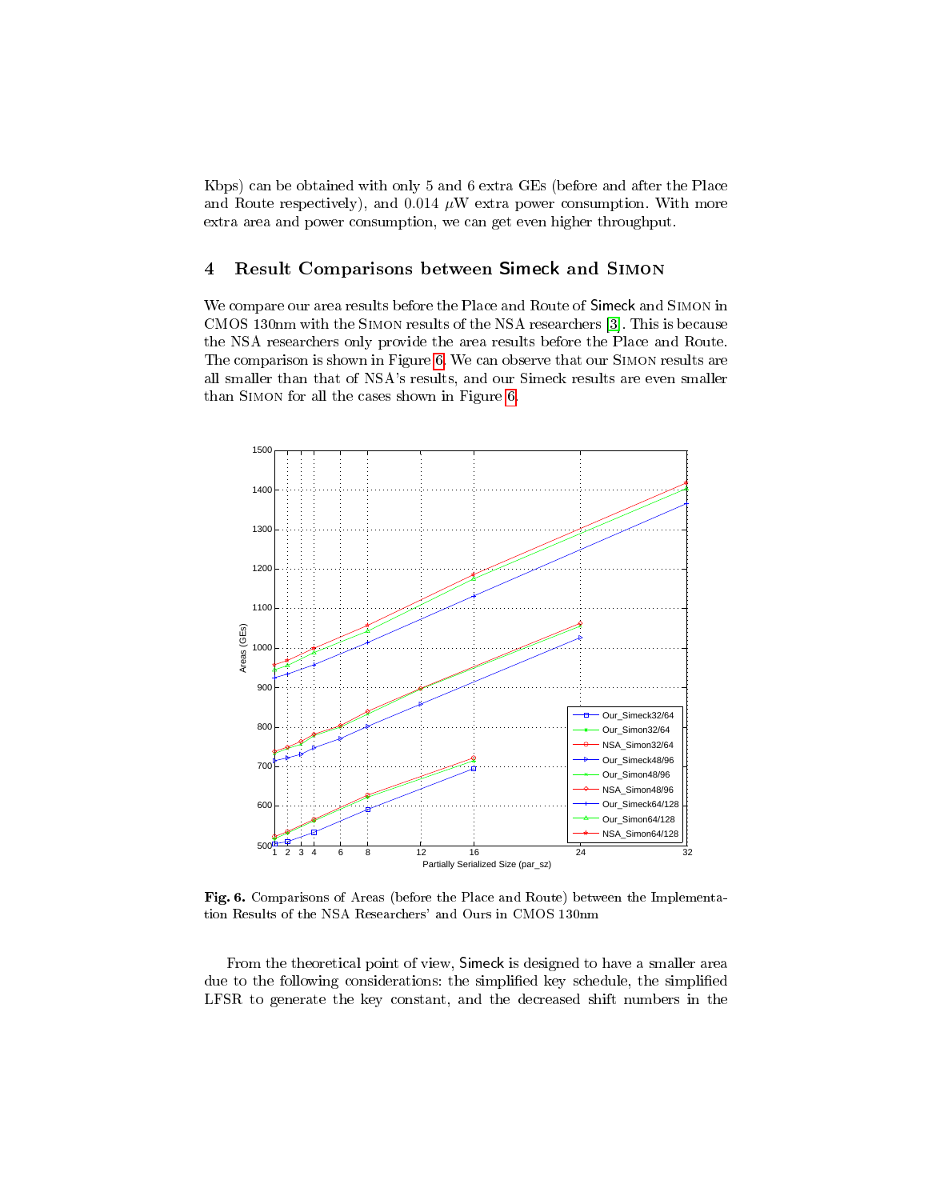Kbps) can be obtained with only 5 and 6 extra GEs (before and after the Place and Route respectively), and 0.014 $\mu$W extra power consumption. With more extra area and power consumption, we can get even higher throughput.

## 4 Result Comparisons between Simeck and Simon

We compare our area results before the Place and Route of Simeck and Simon in CMOS 130nm with the Simon results of the NSA researchers [3]. This is because the NSA researchers only provide the area results before the Place and Route. The comparison is shown in Figure 6. We can observe that our Simon results are all smaller than that of NSA's results, and our Simeck results are even smaller than Simon for all the cases shown in Figure 6.

**Fig. 6.** Comparisons of Areas (before the Place and Route) between the Implementation Results of the NSA Researchers' and Ours in CMOS 130nm

From the theoretical point of view, Simeck is designed to have a smaller area due to the following considerations: the simplified key schedule, the simplified LFSR to generate the key constant, and the decreased shift numbers in the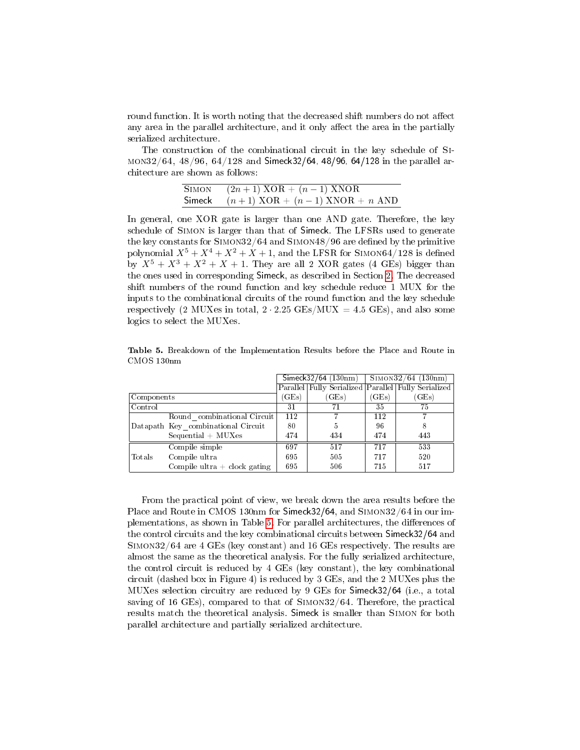round function. It is worth noting that the decreased shift numbers do not affect any area in the parallel architecture, and it only affect the area in the partially serialized architecture.

The construction of the combinational circuit in the key schedule of SIMON32/64, 48/96, 64/128 and Simeck32/64, 48/96, 64/128 in the parallel architecture are shown as follows:

| | |
|---|---|
| SIMON | $(2n+1)$ XOR + $(n-1)$ XNOR |
| Simeck | $(n+1)$ XOR + $(n-1)$ XNOR + $n$ AND |

In general, one XOR gate is larger than one AND gate. Therefore, the key schedule of SIMON is larger than that of Simeck. The LFSRs used to generate the key constants for SIMON32/64 and SIMON48/96 are defined by the primitive polynomial $X^5+X^4+X^2+X+1$, and the LFSR for SIMON64/128 is defined by $X^5+X^3+X^2+X+1$. They are all 2 XOR gates (4 GEs) bigger than the ones used in corresponding Simeck, as described in Section 2. The decreased shift numbers of the round function and key schedule reduce 1 MUX for the inputs to the combinational circuits of the round function and the key schedule respectively (2 MUXes in total, $2 \cdot 2.25$ GEs/MUX = 4.5 GEs), and also some logics to select the MUXes.

**Table 5.** Breakdown of the Implementation Results before the Place and Route in CMOS 130nm

| | | Simeck32/64 (130nm) | | SIMON32/64 (130nm) | |
|---|---|---|---|---|---|
| | | Parallel | Fully Serialized | Parallel | Fully Serialized |
| Components | | (GEs) | (GEs) | (GEs) | (GEs) |
| Control | | 31 | 71 | 35 | 75 |
| Datapath | Round_combinational Circuit | 112 | 7 | 112 | 7 |
| | Key_combinational Circuit | 80 | 5 | 96 | 8 |
| | Sequential + MUXes | 474 | 434 | 474 | 443 |
| Totals | Compile simple | 697 | 517 | 717 | 533 |
| | Compile ultra | 695 | 505 | 717 | 520 |
| | Compile ultra + clock gating | 695 | 506 | 715 | 517 |

From the practical point of view, we break down the area results before the Place and Route in CMOS 130nm for Simeck32/64, and SIMON32/64 in our implementations, as shown in Table 5. For parallel architectures, the differences of the control circuits and the key combinational circuits between Simeck32/64 and SIMON32/64 are 4 GEs (key constant) and 16 GEs respectively. The results are almost the same as the theoretical analysis. For the fully serialized architecture, the control circuit is reduced by 4 GEs (key constant), the key combinational circuit (dashed box in Figure 4) is reduced by 3 GEs, and the 2 MUXes plus the MUXes selection circuitry are reduced by 9 GEs for Simeck32/64 (i.e., a total saving of 16 GEs), compared to that of SIMON32/64. Therefore, the practical results match the theoretical analysis. Simeck is smaller than SIMON for both parallel architecture and partially serialized architecture.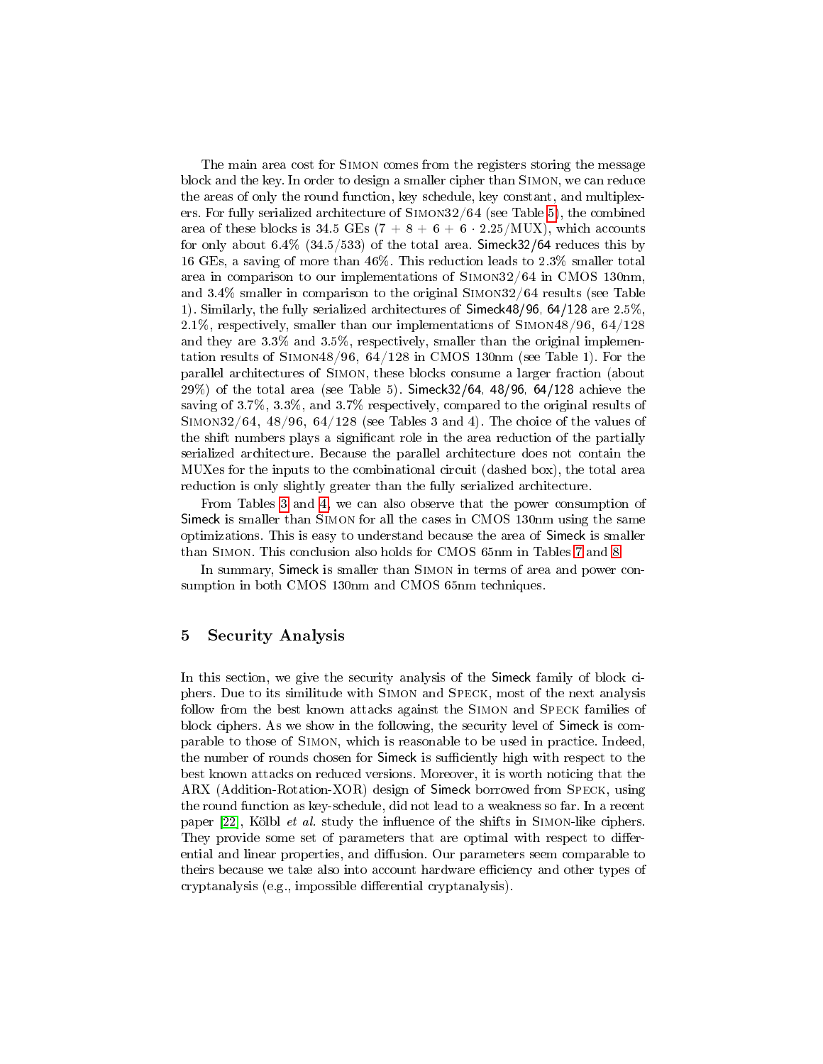The main area cost for Simon comes from the registers storing the message block and the key. In order to design a smaller cipher than Simon, we can reduce the areas of only the round function, key schedule, key constant, and multiplexers. For fully serialized architecture of Simon32/64 (see Table 5), the combined area of these blocks is 34.5 GEs ($7 + 8 + 6 + 6 \cdot 2.25$/MUX), which accounts for only about 6.4% (34.5/533) of the total area. Simeck32/64 reduces this by 16 GEs, a saving of more than 46%. This reduction leads to 2.3% smaller total area in comparison to our implementations of Simon32/64 in CMOS 130nm, and 3.4% smaller in comparison to the original Simon32/64 results (see Table 1). Similarly, the fully serialized architectures of Simeck48/96, 64/128 are 2.5%, 2.1%, respectively, smaller than our implementations of Simon48/96, 64/128 and they are 3.3% and 3.5%, respectively, smaller than the original implementation results of Simon48/96, 64/128 in CMOS 130nm (see Table 1). For the parallel architectures of Simon, these blocks consume a larger fraction (about 29%) of the total area (see Table 5). Simeck32/64, 48/96, 64/128 achieve the saving of 3.7%, 3.3%, and 3.7% respectively, compared to the original results of Simon32/64, 48/96, 64/128 (see Tables 3 and 4). The choice of the values of the shift numbers plays a significant role in the area reduction of the partially serialized architecture. Because the parallel architecture does not contain the MUXes for the inputs to the combinational circuit (dashed box), the total area reduction is only slightly greater than the fully serialized architecture.

From Tables 3 and 4, we can also observe that the power consumption of Simeck is smaller than Simon for all the cases in CMOS 130nm using the same optimizations. This is easy to understand because the area of Simeck is smaller than Simon. This conclusion also holds for CMOS 65nm in Tables 7 and 8.

In summary, Simeck is smaller than Simon in terms of area and power consumption in both CMOS 130nm and CMOS 65nm techniques.

## 5 Security Analysis

In this section, we give the security analysis of the Simeck family of block ciphers. Due to its similitude with Simon and Speck, most of the next analysis follow from the best known attacks against the Simon and Speck families of block ciphers. As we show in the following, the security level of Simeck is comparable to those of Simon, which is reasonable to be used in practice. Indeed, the number of rounds chosen for Simeck is sufficiently high with respect to the best known attacks on reduced versions. Moreover, it is worth noticing that the ARX (Addition-Rotation-XOR) design of Simeck borrowed from Speck, using the round function as key-schedule, did not lead to a weakness so far. In a recent paper [22], Kölbl *et al.* study the influence of the shifts in Simon-like ciphers. They provide some set of parameters that are optimal with respect to differential and linear properties, and diffusion. Our parameters seem comparable to theirs because we take also into account hardware efficiency and other types of cryptanalysis (e.g., impossible differential cryptanalysis).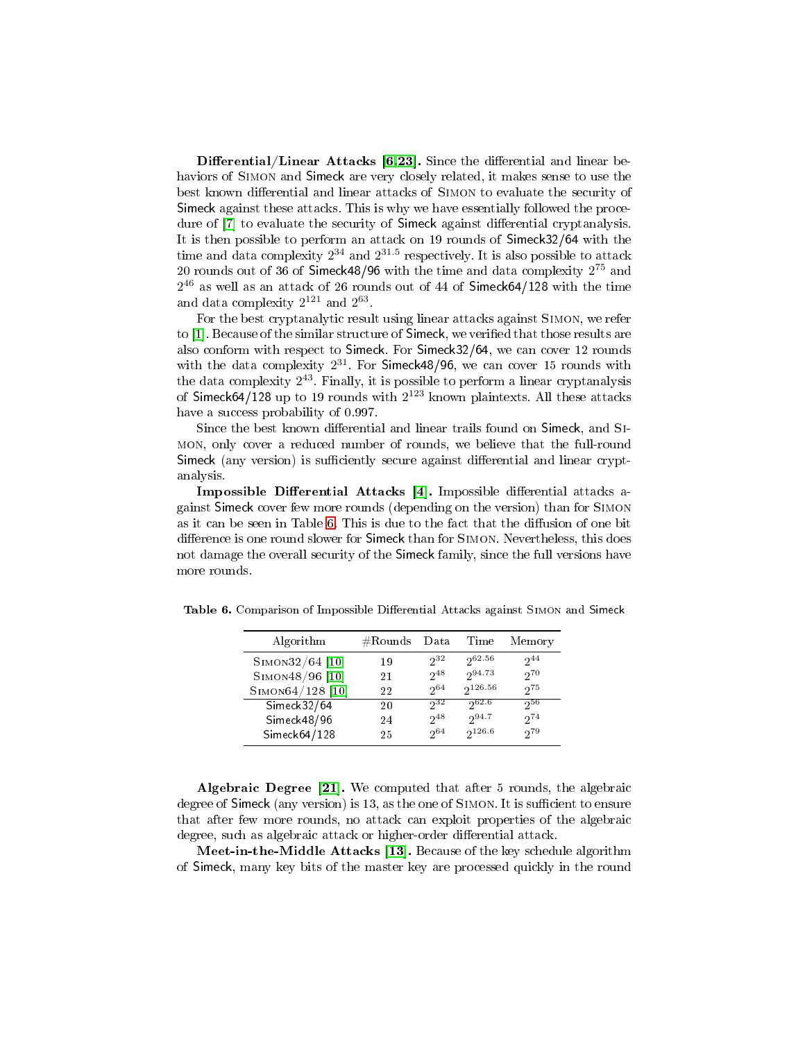**Differential/Linear Attacks [6,23].** Since the differential and linear behaviors of Simon and Simeck are very closely related, it makes sense to use the best known differential and linear attacks of Simon to evaluate the security of Simeck against these attacks. This is why we have essentially followed the procedure of [7] to evaluate the security of Simeck against differential cryptanalysis. It is then possible to perform an attack on 19 rounds of Simeck32/64 with the time and data complexity $2^{34}$ and $2^{31.5}$ respectively. It is also possible to attack 20 rounds out of 36 of Simeck48/96 with the time and data complexity $2^{75}$ and $2^{46}$ as well as an attack of 26 rounds out of 44 of Simeck64/128 with the time and data complexity $2^{121}$ and $2^{63}$.

For the best cryptanalytic result using linear attacks against Simon, we refer to [1]. Because of the similar structure of Simeck, we verified that those results are also conform with respect to Simeck. For Simeck32/64, we can cover 12 rounds with the data complexity $2^{31}$. For Simeck48/96, we can cover 15 rounds with the data complexity $2^{43}$. Finally, it is possible to perform a linear cryptanalysis of Simeck64/128 up to 19 rounds with $2^{123}$ known plaintexts. All these attacks have a success probability of 0.997.

Since the best known differential and linear trails found on Simeck, and Simon, only cover a reduced number of rounds, we believe that the full-round Simeck (any version) is sufficiently secure against differential and linear cryptanalysis.

**Impossible Differential Attacks [4].** Impossible differential attacks against Simeck cover few more rounds (depending on the version) than for Simon as it can be seen in Table 6. This is due to the fact that the diffusion of one bit difference is one round slower for Simeck than for Simon. Nevertheless, this does not damage the overall security of the Simeck family, since the full versions have more rounds.

**Table 6.** Comparison of Impossible Differential Attacks against Simon and Simeck

| Algorithm | #Rounds | Data | Time | Memory |
|---|---|---|---|---|
| Simon32/64 [10] | 19 | $2^{32}$ | $2^{62.56}$ | $2^{44}$ |
| Simon48/96 [10] | 21 | $2^{48}$ | $2^{94.73}$ | $2^{70}$ |
| Simon64/128 [10] | 22 | $2^{64}$ | $2^{126.56}$ | $2^{75}$ |
| Simeck32/64 | 20 | $2^{32}$ | $2^{62.6}$ | $2^{56}$ |
| Simeck48/96 | 24 | $2^{48}$ | $2^{94.7}$ | $2^{74}$ |
| Simeck64/128 | 25 | $2^{64}$ | $2^{126.6}$ | $2^{79}$ |

**Algebraic Degree [21].** We computed that after 5 rounds, the algebraic degree of Simeck (any version) is 13, as the one of Simon. It is sufficient to ensure that after few more rounds, no attack can exploit properties of the algebraic degree, such as algebraic attack or higher-order differential attack.

**Meet-in-the-Middle Attacks [13].** Because of the key schedule algorithm of Simeck, many key bits of the master key are processed quickly in the round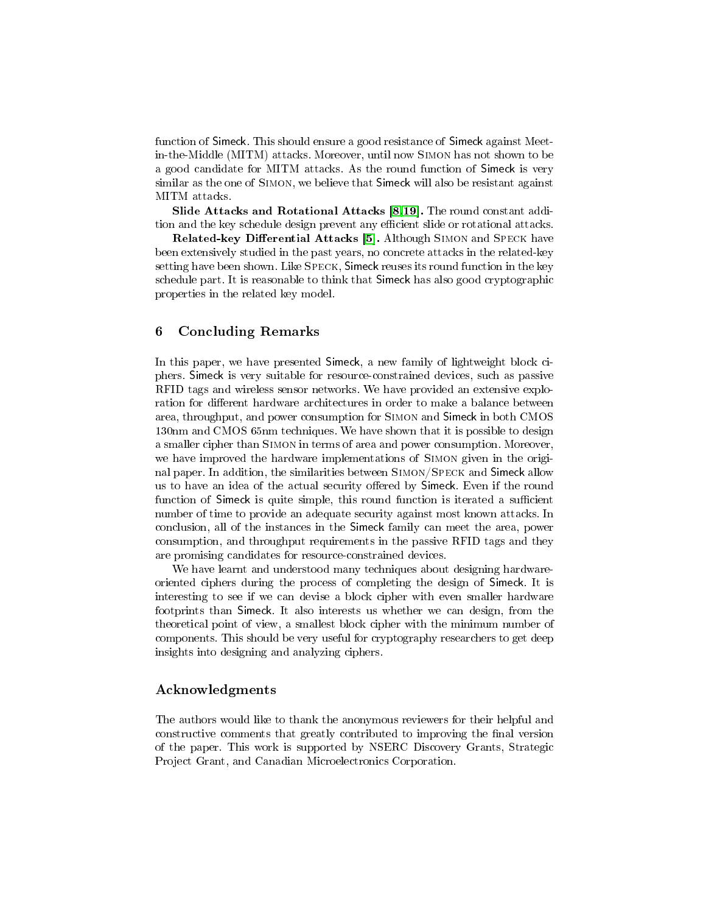function of Simeck. This should ensure a good resistance of Simeck against Meet-in-the-Middle (MITM) attacks. Moreover, until now Simon has not shown to be a good candidate for MITM attacks. As the round function of Simeck is very similar as the one of Simon, we believe that Simeck will also be resistant against MITM attacks.

**Slide Attacks and Rotational Attacks [8,19].** The round constant addition and the key schedule design prevent any efficient slide or rotational attacks.

**Related-key Differential Attacks [5].** Although Simon and Speck have been extensively studied in the past years, no concrete attacks in the related-key setting have been shown. Like Speck, Simeck reuses its round function in the key schedule part. It is reasonable to think that Simeck has also good cryptographic properties in the related key model.

## 6 Concluding Remarks

In this paper, we have presented Simeck, a new family of lightweight block ciphers. Simeck is very suitable for resource-constrained devices, such as passive RFID tags and wireless sensor networks. We have provided an extensive exploration for different hardware architectures in order to make a balance between area, throughput, and power consumption for Simon and Simeck in both CMOS 130nm and CMOS 65nm techniques. We have shown that it is possible to design a smaller cipher than Simon in terms of area and power consumption. Moreover, we have improved the hardware implementations of Simon given in the original paper. In addition, the similarities between Simon/Speck and Simeck allow us to have an idea of the actual security offered by Simeck. Even if the round function of Simeck is quite simple, this round function is iterated a sufficient number of time to provide an adequate security against most known attacks. In conclusion, all of the instances in the Simeck family can meet the area, power consumption, and throughput requirements in the passive RFID tags and they are promising candidates for resource-constrained devices.

We have learnt and understood many techniques about designing hardware-oriented ciphers during the process of completing the design of Simeck. It is interesting to see if we can devise a block cipher with even smaller hardware footprints than Simeck. It also interests us whether we can design, from the theoretical point of view, a smallest block cipher with the minimum number of components. This should be very useful for cryptography researchers to get deep insights into designing and analyzing ciphers.

## Acknowledgments

The authors would like to thank the anonymous reviewers for their helpful and constructive comments that greatly contributed to improving the final version of the paper. This work is supported by NSERC Discovery Grants, Strategic Project Grant, and Canadian Microelectronics Corporation.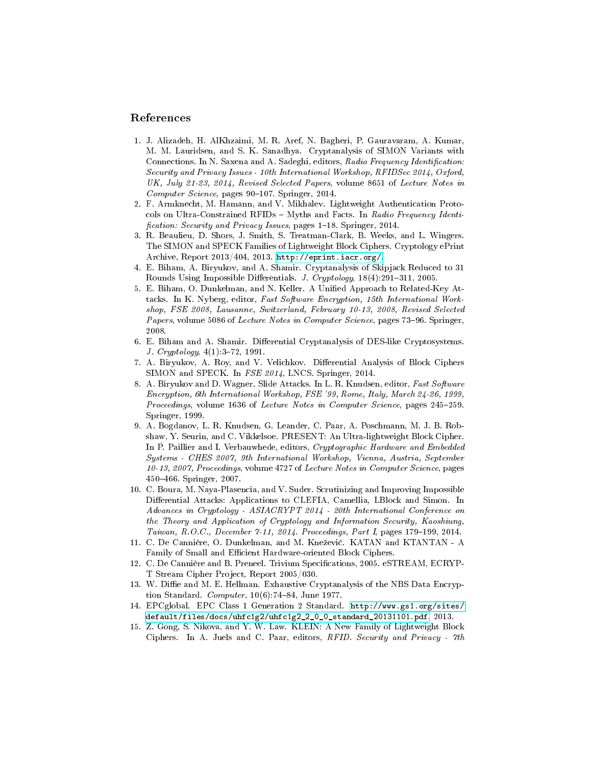## References

1. J. Alizadeh, H. AlKhzaimi, M. R. Aref, N. Bagheri, P. Gauravaram, A. Kumar, M. M. Lauridsen, and S. K. Sanadhya. Cryptanalysis of SIMON Variants with Connections. In N. Saxena and A. Sadeghi, editors, *Radio Frequency Identification: Security and Privacy Issues - 10th International Workshop, RFIDSec 2014, Oxford, UK, July 21-23, 2014, Revised Selected Papers*, volume 8651 of *Lecture Notes in Computer Science*, pages 90–107. Springer, 2014.
2. F. Armknecht, M. Hamann, and V. Mikhalev. Lightweight Authentication Protocols on Ultra-Constrained RFIDs – Myths and Facts. In *Radio Frequency Identification: Security and Privacy Issues*, pages 1–18. Springer, 2014.
3. R. Beaulieu, D. Shors, J. Smith, S. Treatman-Clark, B. Weeks, and L. Wingers. The SIMON and SPECK Families of Lightweight Block Ciphers. Cryptology ePrint Archive, Report 2013/404, 2013. http://eprint.iacr.org/.
4. E. Biham, A. Biryukov, and A. Shamir. Cryptanalysis of Skipjack Reduced to 31 Rounds Using Impossible Differentials. *J. Cryptology*, 18(4):291–311, 2005.
5. E. Biham, O. Dunkelman, and N. Keller. A Unified Approach to Related-Key Attacks. In K. Nyberg, editor, *Fast Software Encryption, 15th International Workshop, FSE 2008, Lausanne, Switzerland, February 10-13, 2008, Revised Selected Papers*, volume 5086 of *Lecture Notes in Computer Science*, pages 73–96. Springer, 2008.
6. E. Biham and A. Shamir. Differential Cryptanalysis of DES-like Cryptosystems. *J. Cryptology*, 4(1):3–72, 1991.
7. A. Biryukov, A. Roy, and V. Velichkov. Differential Analysis of Block Ciphers SIMON and SPECK. In *FSE 2014*, LNCS. Springer, 2014.
8. A. Biryukov and D. Wagner. Slide Attacks. In L. R. Knudsen, editor, *Fast Software Encryption, 6th International Workshop, FSE '99, Rome, Italy, March 24-26, 1999, Proceedings*, volume 1636 of *Lecture Notes in Computer Science*, pages 245–259. Springer, 1999.
9. A. Bogdanov, L. R. Knudsen, G. Leander, C. Paar, A. Poschmann, M. J. B. Robshaw, Y. Seurin, and C. Vikkelsoe. PRESENT: An Ultra-lightweight Block Cipher. In P. Paillier and I. Verbauwhede, editors, *Cryptographic Hardware and Embedded Systems - CHES 2007, 9th International Workshop, Vienna, Austria, September 10-13, 2007, Proceedings*, volume 4727 of *Lecture Notes in Computer Science*, pages 450–466. Springer, 2007.
10. C. Boura, M. Naya-Plasencia, and V. Suder. Scrutinizing and Improving Impossible Differential Attacks: Applications to CLEFIA, Camellia, LBlock and Simon. In *Advances in Cryptology - ASIACRYPT 2014 - 20th International Conference on the Theory and Application of Cryptology and Information Security, Kaoshiung, Taiwan, R.O.C., December 7-11, 2014. Proceedings, Part I*, pages 179–199, 2014.
11. C. De Cannière, O. Dunkelman, and M. Knežević. KATAN and KTANTAN - A Family of Small and Efficient Hardware-oriented Block Ciphers.
12. C. De Cannière and B. Preneel. Trivium Specifications, 2005. eSTREAM, ECRYPT Stream Cipher Project, Report 2005/030.
13. W. Diffie and M. E. Hellman. Exhaustive Cryptanalysis of the NBS Data Encryption Standard. *Computer*, 10(6):74–84, June 1977.
14. EPCglobal. EPC Class 1 Generation 2 Standard. http://www.gs1.org/sites/default/files/docs/uhfc1g2/uhfc1g2_2_0_0_standard_20131101.pdf, 2013.
15. Z. Gong, S. Nikova, and Y. W. Law. KLEIN: A New Family of Lightweight Block Ciphers. In A. Juels and C. Paar, editors, *RFID. Security and Privacy - 7th*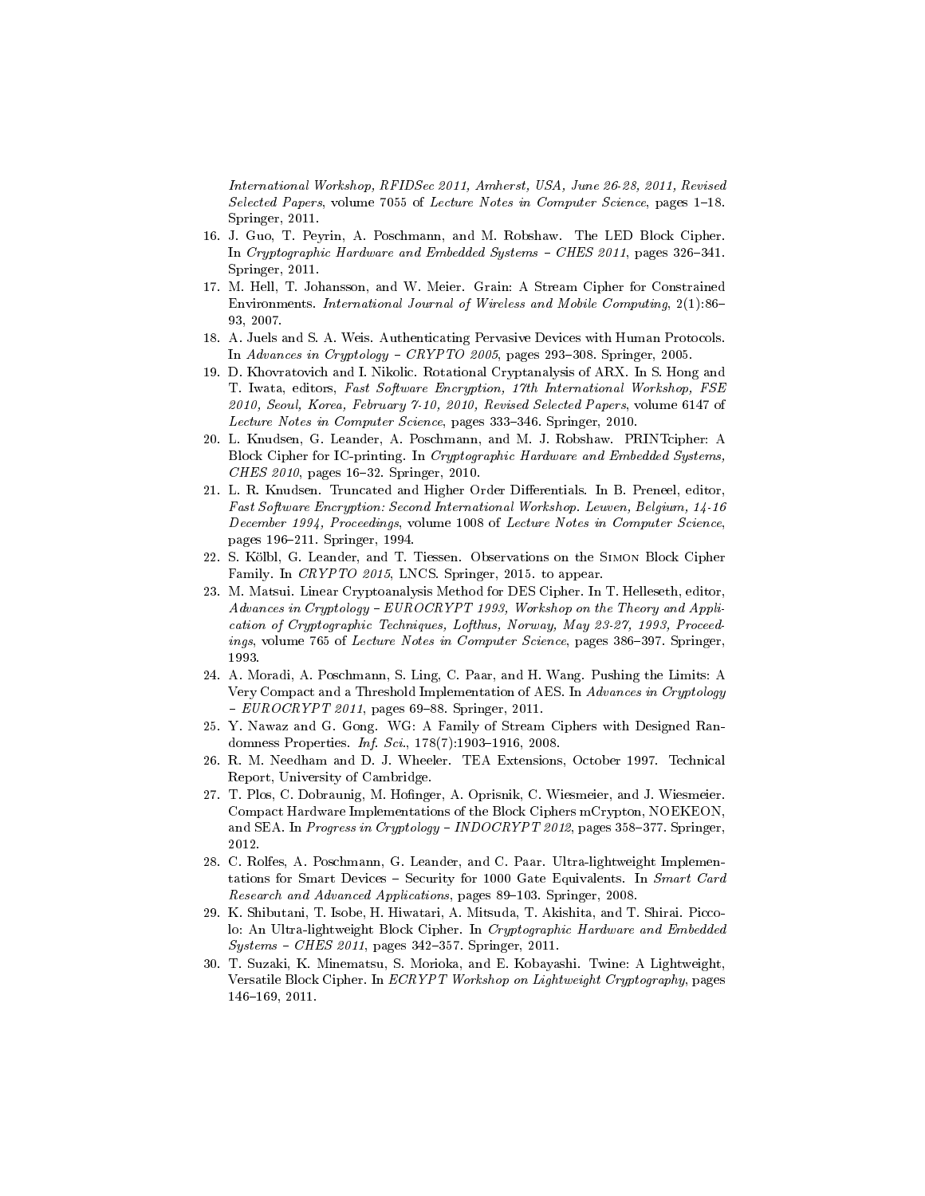International Workshop, RFIDSec 2011, Amherst, USA, June 26-28, 2011, Revised Selected Papers*, volume 7055 of *Lecture Notes in Computer Science*, pages 1–18. Springer, 2011.

16. J. Guo, T. Peyrin, A. Poschmann, and M. Robshaw. The LED Block Cipher. In *Cryptographic Hardware and Embedded Systems – CHES 2011*, pages 326–341. Springer, 2011.
17. M. Hell, T. Johansson, and W. Meier. Grain: A Stream Cipher for Constrained Environments. *International Journal of Wireless and Mobile Computing*, 2(1):86–93, 2007.
18. A. Juels and S. A. Weis. Authenticating Pervasive Devices with Human Protocols. In *Advances in Cryptology – CRYPTO 2005*, pages 293–308. Springer, 2005.
19. D. Khovratovich and I. Nikolic. Rotational Cryptanalysis of ARX. In S. Hong and T. Iwata, editors, *Fast Software Encryption, 17th International Workshop, FSE 2010, Seoul, Korea, February 7-10, 2010, Revised Selected Papers*, volume 6147 of *Lecture Notes in Computer Science*, pages 333–346. Springer, 2010.
20. L. Knudsen, G. Leander, A. Poschmann, and M. J. Robshaw. PRINTcipher: A Block Cipher for IC-printing. In *Cryptographic Hardware and Embedded Systems, CHES 2010*, pages 16–32. Springer, 2010.
21. L. R. Knudsen. Truncated and Higher Order Differentials. In B. Preneel, editor, *Fast Software Encryption: Second International Workshop. Leuven, Belgium, 14-16 December 1994, Proceedings*, volume 1008 of *Lecture Notes in Computer Science*, pages 196–211. Springer, 1994.
22. S. Kölbl, G. Leander, and T. Tiessen. Observations on the Simon Block Cipher Family. In *CRYPTO 2015*, LNCS. Springer, 2015. to appear.
23. M. Matsui. Linear Cryptoanalysis Method for DES Cipher. In T. Helleseth, editor, *Advances in Cryptology - EUROCRYPT 1993, Workshop on the Theory and Application of Cryptographic Techniques, Lofthus, Norway, May 23-27, 1993, Proceedings*, volume 765 of *Lecture Notes in Computer Science*, pages 386–397. Springer, 1993.
24. A. Moradi, A. Poschmann, S. Ling, C. Paar, and H. Wang. Pushing the Limits: A Very Compact and a Threshold Implementation of AES. In *Advances in Cryptology – EUROCRYPT 2011*, pages 69–88. Springer, 2011.
25. Y. Nawaz and G. Gong. WG: A Family of Stream Ciphers with Designed Randomness Properties. *Inf. Sci.*, 178(7):1903–1916, 2008.
26. R. M. Needham and D. J. Wheeler. TEA Extensions, October 1997. Technical Report, University of Cambridge.
27. T. Plos, C. Dobraunig, M. Hofinger, A. Oprisnik, C. Wiesmeier, and J. Wiesmeier. Compact Hardware Implementations of the Block Ciphers mCrypton, NOEKEON, and SEA. In *Progress in Cryptology - INDOCRYPT 2012*, pages 358–377. Springer, 2012.
28. C. Rolfes, A. Poschmann, G. Leander, and C. Paar. Ultra-lightweight Implementations for Smart Devices – Security for 1000 Gate Equivalents. In *Smart Card Research and Advanced Applications*, pages 89–103. Springer, 2008.
29. K. Shibutani, T. Isobe, H. Hiwatari, A. Mitsuda, T. Akishita, and T. Shirai. Piccolo: An Ultra-lightweight Block Cipher. In *Cryptographic Hardware and Embedded Systems - CHES 2011*, pages 342–357. Springer, 2011.
30. T. Suzaki, K. Minematsu, S. Morioka, and E. Kobayashi. Twine: A Lightweight, Versatile Block Cipher. In *ECRYPT Workshop on Lightweight Cryptography*, pages 146–169, 2011.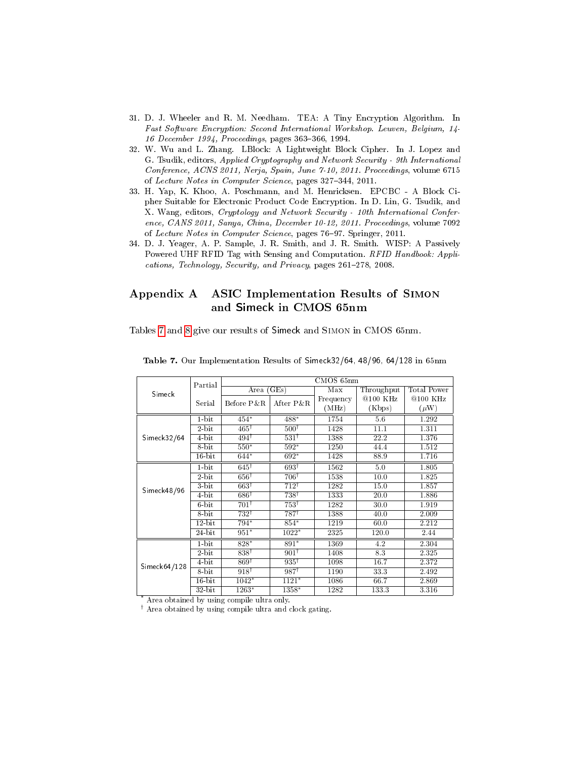31. D. J. Wheeler and R. M. Needham. TEA: A Tiny Encryption Algorithm. In *Fast Software Encryption: Second International Workshop. Leuven, Belgium, 14-16 December 1994, Proceedings*, pages 363–366, 1994.
32. W. Wu and L. Zhang. LBlock: A Lightweight Block Cipher. In J. Lopez and G. Tsudik, editors, *Applied Cryptography and Network Security - 9th International Conference, ACNS 2011, Nerja, Spain, June 7-10, 2011. Proceedings*, volume 6715 of *Lecture Notes in Computer Science*, pages 327–344, 2011.
33. H. Yap, K. Khoo, A. Poschmann, and M. Henricksen. EPCBC - A Block Cipher Suitable for Electronic Product Code Encryption. In D. Lin, G. Tsudik, and X. Wang, editors, *Cryptology and Network Security - 10th International Conference, CANS 2011, Sanya, China, December 10-12, 2011. Proceedings*, volume 7092 of *Lecture Notes in Computer Science*, pages 76–97. Springer, 2011.
34. D. J. Yeager, A. P. Sample, J. R. Smith, and J. R. Smith. WISP: A Passively Powered UHF RFID Tag with Sensing and Computation. *RFID Handbook: Applications, Technology, Security, and Privacy*, pages 261–278, 2008.

# Appendix A ASIC Implementation Results of Simon and Simeck in CMOS 65nm

Tables 7 and 8 give our results of Simeck and Simon in CMOS 65nm.

**Table 7.** Our Implementation Results of Simeck32/64, 48/96, 64/128 in 65nm

| Simeck | Partial Serial | CMOS 65nm | | | | |
|---|---|---|---|---|---|---|
| | | Area (GEs) | | Max Frequency (MHz) | Throughput @100 KHz (Kbps) | Total Power @100 KHz ($\mu$W) |
| | | Before P&R | After P&R | | | |
| Simeck32/64 | 1-bit | 454* | 488* | 1754 | 5.6 | 1.292 |
| | 2-bit | 465† | 500† | 1428 | 11.1 | 1.311 |
| | 4-bit | 494† | 531† | 1388 | 22.2 | 1.376 |
| | 8-bit | 550* | 592* | 1250 | 44.4 | 1.512 |
| | 16-bit | 644* | 692* | 1428 | 88.9 | 1.716 |
| Simeck48/96 | 1-bit | 645† | 693† | 1562 | 5.0 | 1.805 |
| | 2-bit | 656† | 706† | 1538 | 10.0 | 1.825 |
| | 3-bit | 663† | 712† | 1282 | 15.0 | 1.857 |
| | 4-bit | 686† | 738† | 1333 | 20.0 | 1.886 |
| | 6-bit | 701† | 753† | 1282 | 30.0 | 1.919 |
| | 8-bit | 732† | 787† | 1388 | 40.0 | 2.009 |
| | 12-bit | 794* | 854* | 1219 | 60.0 | 2.212 |
| | 24-bit | 951* | 1022* | 2325 | 120.0 | 2.44 |
| Simeck64/128 | 1-bit | 828* | 891* | 1369 | 4.2 | 2.304 |
| | 2-bit | 838† | 901† | 1408 | 8.3 | 2.325 |
| | 4-bit | 869† | 935† | 1098 | 16.7 | 2.372 |
| | 8-bit | 918† | 987† | 1190 | 33.3 | 2.492 |
| | 16-bit | 1042* | 1121* | 1086 | 66.7 | 2.869 |
| | 32-bit | 1263* | 1358* | 1282 | 133.3 | 3.316 |

\* Area obtained by using compile ultra only.
† Area obtained by using compile ultra and clock gating.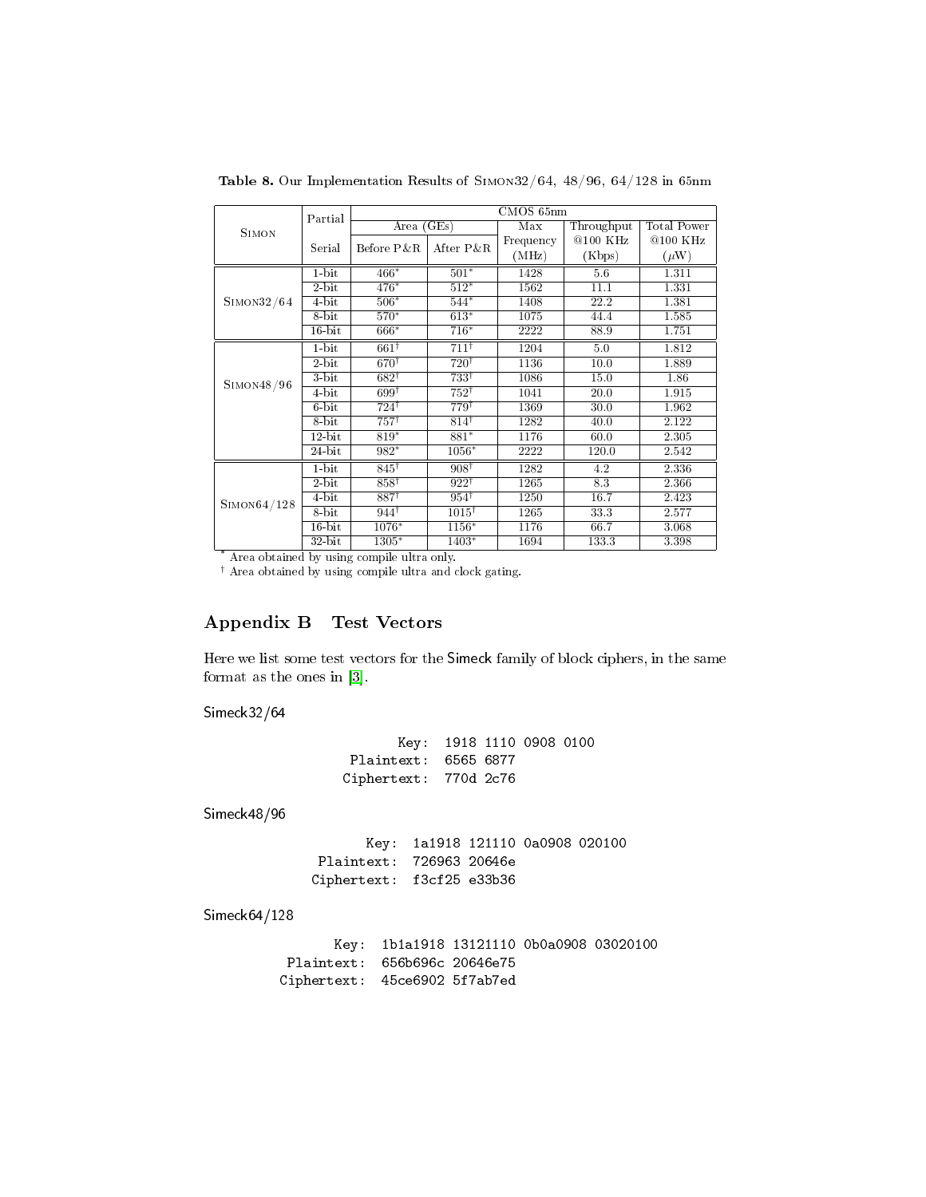**Table 8.** Our Implementation Results of SIMON32/64, 48/96, 64/128 in 65nm

| SIMON | Partial Serial | CMOS 65nm | | | | |
|---|---|---|---|---|---|---|
| | | Area (GEs) | | Max Frequency (MHz) | Throughput @100 KHz (Kbps) | Total Power @100 KHz ($\mu$W) |
| | | Before P&R | After P&R | | | |
| SIMON32/64 | 1-bit | 466* | 501* | 1428 | 5.6 | 1.311 |
| | 2-bit | 476* | 512* | 1562 | 11.1 | 1.331 |
| | 4-bit | 506* | 544* | 1408 | 22.2 | 1.381 |
| | 8-bit | 570* | 613* | 1075 | 44.4 | 1.585 |
| | 16-bit | 666* | 716* | 2222 | 88.9 | 1.751 |
| SIMON48/96 | 1-bit | 661† | 711† | 1204 | 5.0 | 1.812 |
| | 2-bit | 670† | 720† | 1136 | 10.0 | 1.889 |
| | 3-bit | 682† | 733† | 1086 | 15.0 | 1.86 |
| | 4-bit | 699† | 752† | 1041 | 20.0 | 1.915 |
| | 6-bit | 724† | 779† | 1369 | 30.0 | 1.962 |
| | 8-bit | 757† | 814† | 1282 | 40.0 | 2.122 |
| | 12-bit | 819* | 881* | 1176 | 60.0 | 2.305 |
| | 24-bit | 982* | 1056* | 2222 | 120.0 | 2.542 |
| SIMON64/128 | 1-bit | 845† | 908† | 1282 | 4.2 | 2.336 |
| | 2-bit | 858† | 922† | 1265 | 8.3 | 2.366 |
| | 4-bit | 887† | 954† | 1250 | 16.7 | 2.423 |
| | 8-bit | 944† | 1015† | 1265 | 33.3 | 2.577 |
| | 16-bit | 1076* | 1156* | 1176 | 66.7 | 3.068 |
| | 32-bit | 1305* | 1403* | 1694 | 133.3 | 3.398 |

* Area obtained by using compile ultra only.
† Area obtained by using compile ultra and clock gating.

## Appendix B Test Vectors

Here we list some test vectors for the Simeck family of block ciphers, in the same format as the ones in [3].

Simeck32/64

```
       Key:  1918 1110 0908 0100
 Plaintext:  6565 6877
Ciphertext:  770d 2c76
```

Simeck48/96

```
       Key:  1a1918 121110 0a0908 020100
 Plaintext:  726963 20646e
Ciphertext:  f3cf25 e33b36
```

Simeck64/128

```
       Key:  1b1a1918 13121110 0b0a0908 03020100
 Plaintext:  656b696c 20646e75
Ciphertext:  45ce6902 5f7ab7ed
```